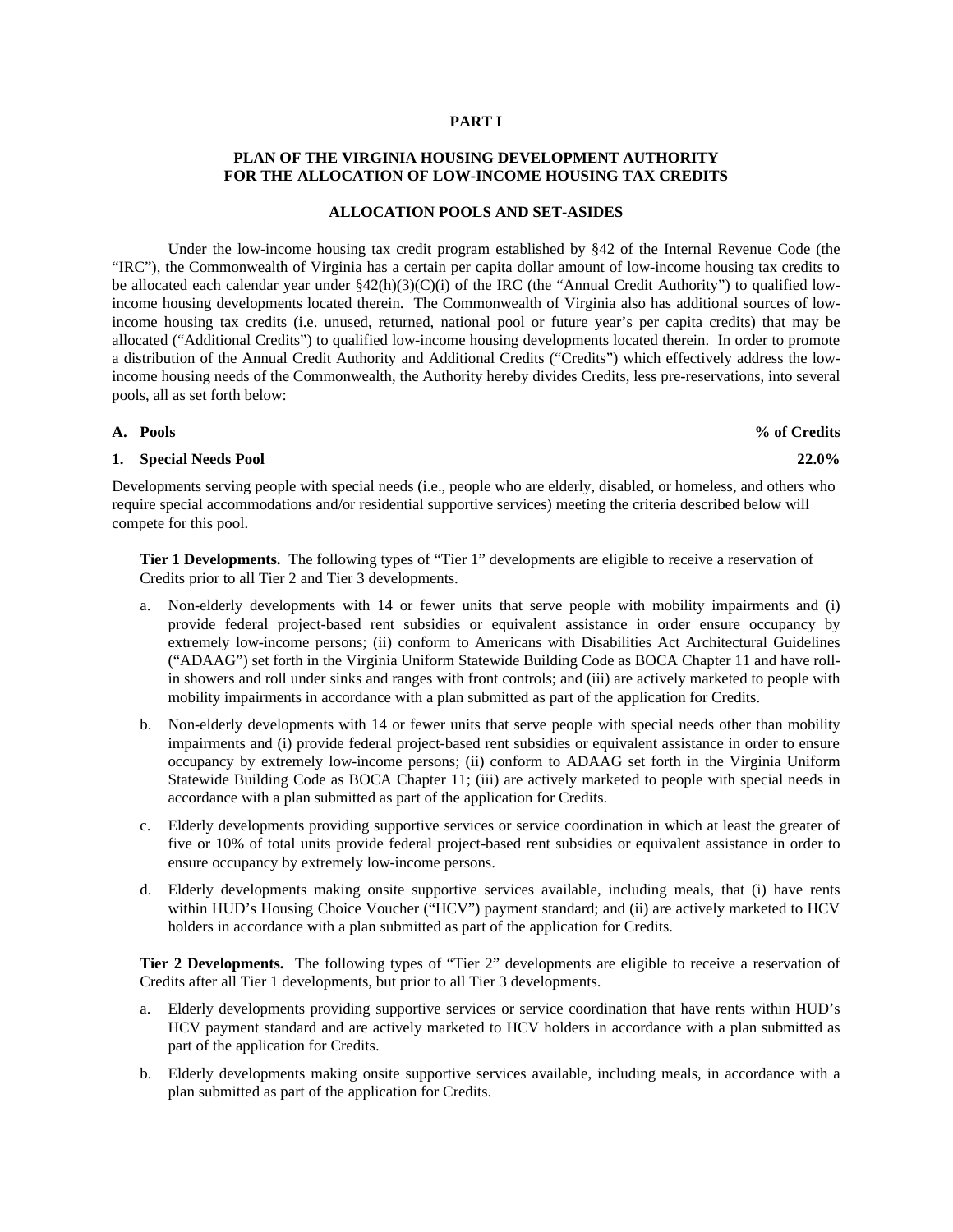# PART I

## PLAN OF THE VIRGINIA HOUSING DEVELOPMENT AUTHORITY FOR THE ALLOCATION OF LOW-INCOME HOUSING TAX CREDITS

### ALLOCATION POOLS AND SET-ASIDES

Under the low-income housing tax credit program established by §42 of the Internal Revenue Code (the "IRC"), the Commonwealth of Virginia has a certain per capita dollar amount of low-income housing tax credits to be allocated each calendar year under §42(h)(3)(C)(i) of the IRC (the "Annual Credit Authority") to qualified low-income housing developments located therein. The Commonwealth of Virginia also has additional sources of low-income housing tax credits (i.e. unused, returned, national pool or future year's per capita credits) that may be allocated ("Additional Credits") to qualified low-income housing developments located therein. In order to promote a distribution of the Annual Credit Authority and Additional Credits ("Credits") which effectively address the low-income housing needs of the Commonwealth, the Authority hereby divides Credits, less pre-reservations, into several pools, all as set forth below:

| **A. Pools** | **% of Credits** |
|---|---|
| **1. Special Needs Pool** | **22.0%** |

Developments serving people with special needs (i.e., people who are elderly, disabled, or homeless, and others who require special accommodations and/or residential supportive services) meeting the criteria described below will compete for this pool.

**Tier 1 Developments.** The following types of "Tier 1" developments are eligible to receive a reservation of Credits prior to all Tier 2 and Tier 3 developments.

a. Non-elderly developments with 14 or fewer units that serve people with mobility impairments and (i) provide federal project-based rent subsidies or equivalent assistance in order ensure occupancy by extremely low-income persons; (ii) conform to Americans with Disabilities Act Architectural Guidelines ("ADAAG") set forth in the Virginia Uniform Statewide Building Code as BOCA Chapter 11 and have roll-in showers and roll under sinks and ranges with front controls; and (iii) are actively marketed to people with mobility impairments in accordance with a plan submitted as part of the application for Credits.

b. Non-elderly developments with 14 or fewer units that serve people with special needs other than mobility impairments and (i) provide federal project-based rent subsidies or equivalent assistance in order to ensure occupancy by extremely low-income persons; (ii) conform to ADAAG set forth in the Virginia Uniform Statewide Building Code as BOCA Chapter 11; (iii) are actively marketed to people with special needs in accordance with a plan submitted as part of the application for Credits.

c. Elderly developments providing supportive services or service coordination in which at least the greater of five or 10% of total units provide federal project-based rent subsidies or equivalent assistance in order to ensure occupancy by extremely low-income persons.

d. Elderly developments making onsite supportive services available, including meals, that (i) have rents within HUD's Housing Choice Voucher ("HCV") payment standard; and (ii) are actively marketed to HCV holders in accordance with a plan submitted as part of the application for Credits.

**Tier 2 Developments.** The following types of "Tier 2" developments are eligible to receive a reservation of Credits after all Tier 1 developments, but prior to all Tier 3 developments.

a. Elderly developments providing supportive services or service coordination that have rents within HUD's HCV payment standard and are actively marketed to HCV holders in accordance with a plan submitted as part of the application for Credits.

b. Elderly developments making onsite supportive services available, including meals, in accordance with a plan submitted as part of the application for Credits.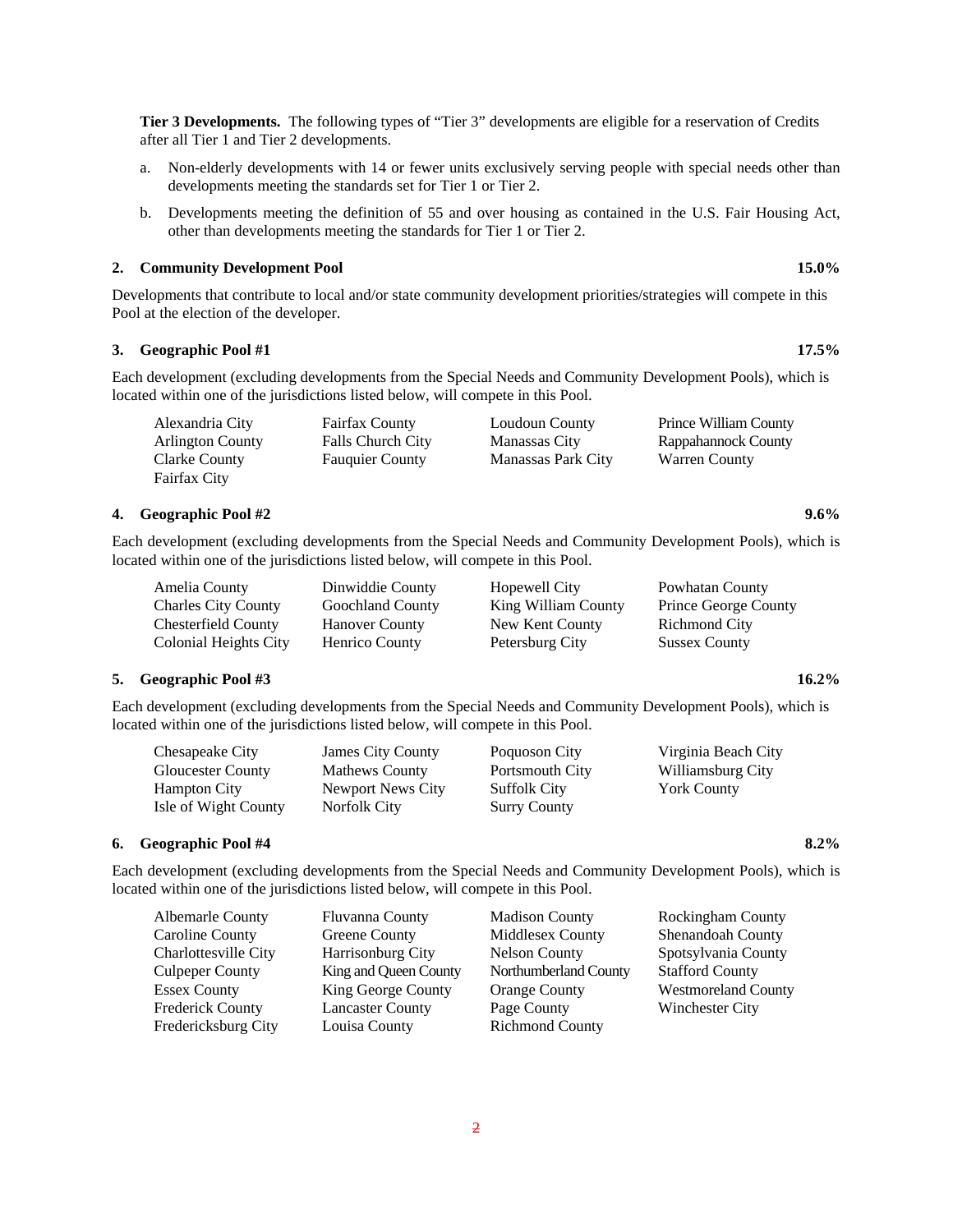**Tier 3 Developments.** The following types of "Tier 3" developments are eligible for a reservation of Credits after all Tier 1 and Tier 2 developments.

a. Non-elderly developments with 14 or fewer units exclusively serving people with special needs other than developments meeting the standards set for Tier 1 or Tier 2.

b. Developments meeting the definition of 55 and over housing as contained in the U.S. Fair Housing Act, other than developments meeting the standards for Tier 1 or Tier 2.

**2. Community Development Pool** **15.0%**

Developments that contribute to local and/or state community development priorities/strategies will compete in this Pool at the election of the developer.

**3. Geographic Pool #1** **17.5%**

Each development (excluding developments from the Special Needs and Community Development Pools), which is located within one of the jurisdictions listed below, will compete in this Pool.

| | | | |
|---|---|---|---|
| Alexandria City | Fairfax County | Loudoun County | Prince William County |
| Arlington County | Falls Church City | Manassas City | Rappahannock County |
| Clarke County | Fauquier County | Manassas Park City | Warren County |
| Fairfax City | | | |

**4. Geographic Pool #2** **9.6%**

Each development (excluding developments from the Special Needs and Community Development Pools), which is located within one of the jurisdictions listed below, will compete in this Pool.

| | | | |
|---|---|---|---|
| Amelia County | Dinwiddie County | Hopewell City | Powhatan County |
| Charles City County | Goochland County | King William County | Prince George County |
| Chesterfield County | Hanover County | New Kent County | Richmond City |
| Colonial Heights City | Henrico County | Petersburg City | Sussex County |

**5. Geographic Pool #3** **16.2%**

Each development (excluding developments from the Special Needs and Community Development Pools), which is located within one of the jurisdictions listed below, will compete in this Pool.

| | | | |
|---|---|---|---|
| Chesapeake City | James City County | Poquoson City | Virginia Beach City |
| Gloucester County | Mathews County | Portsmouth City | Williamsburg City |
| Hampton City | Newport News City | Suffolk City | York County |
| Isle of Wight County | Norfolk City | Surry County | |

**6. Geographic Pool #4** **8.2%**

Each development (excluding developments from the Special Needs and Community Development Pools), which is located within one of the jurisdictions listed below, will compete in this Pool.

| | | | |
|---|---|---|---|
| Albemarle County | Fluvanna County | Madison County | Rockingham County |
| Caroline County | Greene County | Middlesex County | Shenandoah County |
| Charlottesville City | Harrisonburg City | Nelson County | Spotsylvania County |
| Culpeper County | King and Queen County | Northumberland County | Stafford County |
| Essex County | King George County | Orange County | Westmoreland County |
| Frederick County | Lancaster County | Page County | Winchester City |
| Fredericksburg City | Louisa County | Richmond County | |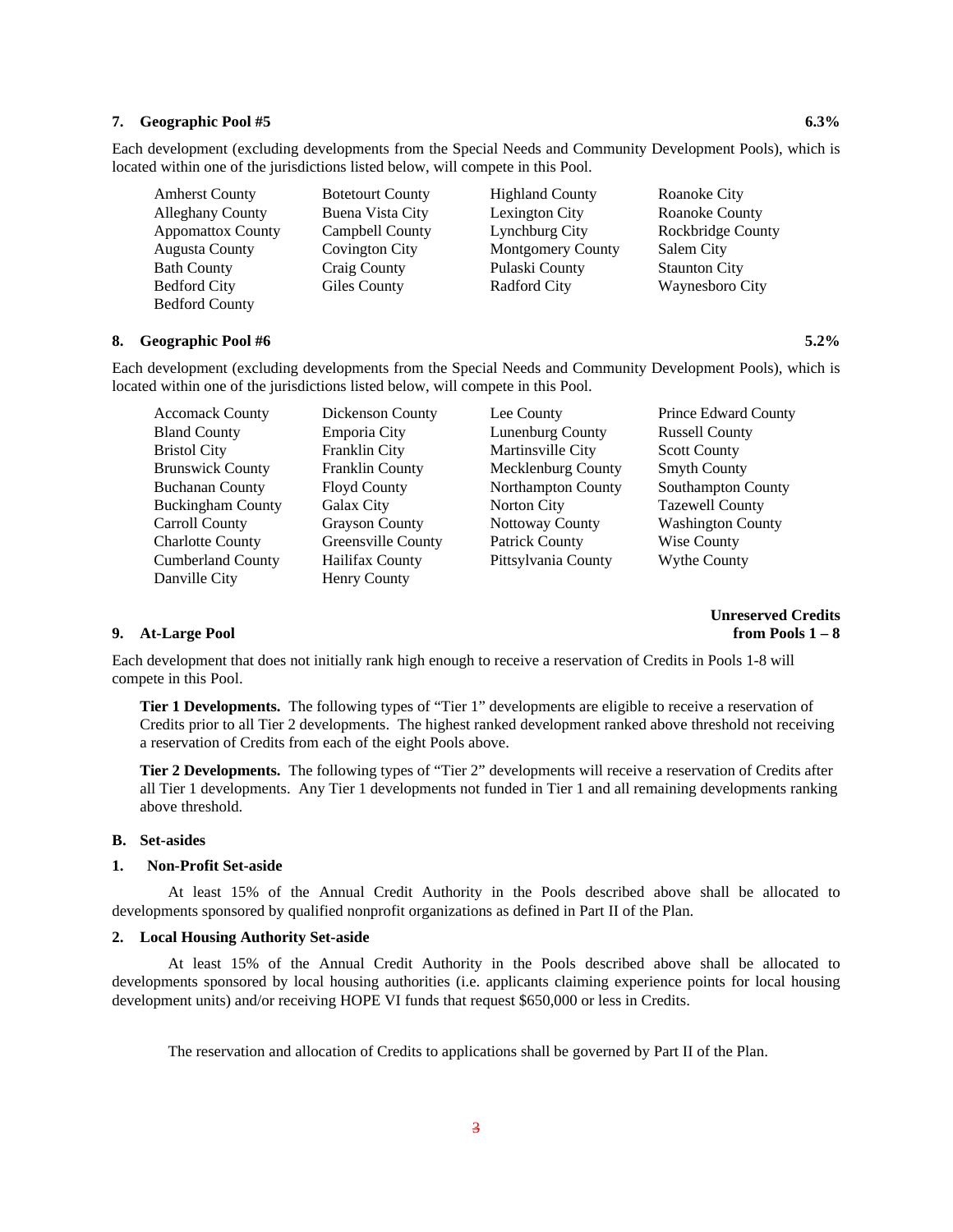**7. Geographic Pool #5 — 6.3%**

Each development (excluding developments from the Special Needs and Community Development Pools), which is located within one of the jurisdictions listed below, will compete in this Pool.

| | | | |
|---|---|---|---|
| Amherst County | Botetourt County | Highland County | Roanoke City |
| Alleghany County | Buena Vista City | Lexington City | Roanoke County |
| Appomattox County | Campbell County | Lynchburg City | Rockbridge County |
| Augusta County | Covington City | Montgomery County | Salem City |
| Bath County | Craig County | Pulaski County | Staunton City |
| Bedford City | Giles County | Radford City | Waynesboro City |
| Bedford County | | | |

**8. Geographic Pool #6 — 5.2%**

Each development (excluding developments from the Special Needs and Community Development Pools), which is located within one of the jurisdictions listed below, will compete in this Pool.

| | | | |
|---|---|---|---|
| Accomack County | Dickenson County | Lee County | Prince Edward County |
| Bland County | Emporia City | Lunenburg County | Russell County |
| Bristol City | Franklin City | Martinsville City | Scott County |
| Brunswick County | Franklin County | Mecklenburg County | Smyth County |
| Buchanan County | Floyd County | Northampton County | Southampton County |
| Buckingham County | Galax City | Norton City | Tazewell County |
| Carroll County | Grayson County | Nottoway County | Washington County |
| Charlotte County | Greensville County | Patrick County | Wise County |
| Cumberland County | Hailifax County | Pittsylvania County | Wythe County |
| Danville City | Henry County | | |

**9. At-Large Pool — Unreserved Credits from Pools 1 – 8**

Each development that does not initially rank high enough to receive a reservation of Credits in Pools 1-8 will compete in this Pool.

**Tier 1 Developments.** The following types of "Tier 1" developments are eligible to receive a reservation of Credits prior to all Tier 2 developments. The highest ranked development ranked above threshold not receiving a reservation of Credits from each of the eight Pools above.

**Tier 2 Developments.** The following types of "Tier 2" developments will receive a reservation of Credits after all Tier 1 developments. Any Tier 1 developments not funded in Tier 1 and all remaining developments ranking above threshold.

**B. Set-asides**

**1. Non-Profit Set-aside**

At least 15% of the Annual Credit Authority in the Pools described above shall be allocated to developments sponsored by qualified nonprofit organizations as defined in Part II of the Plan.

**2. Local Housing Authority Set-aside**

At least 15% of the Annual Credit Authority in the Pools described above shall be allocated to developments sponsored by local housing authorities (i.e. applicants claiming experience points for local housing development units) and/or receiving HOPE VI funds that request $650,000 or less in Credits.

The reservation and allocation of Credits to applications shall be governed by Part II of the Plan.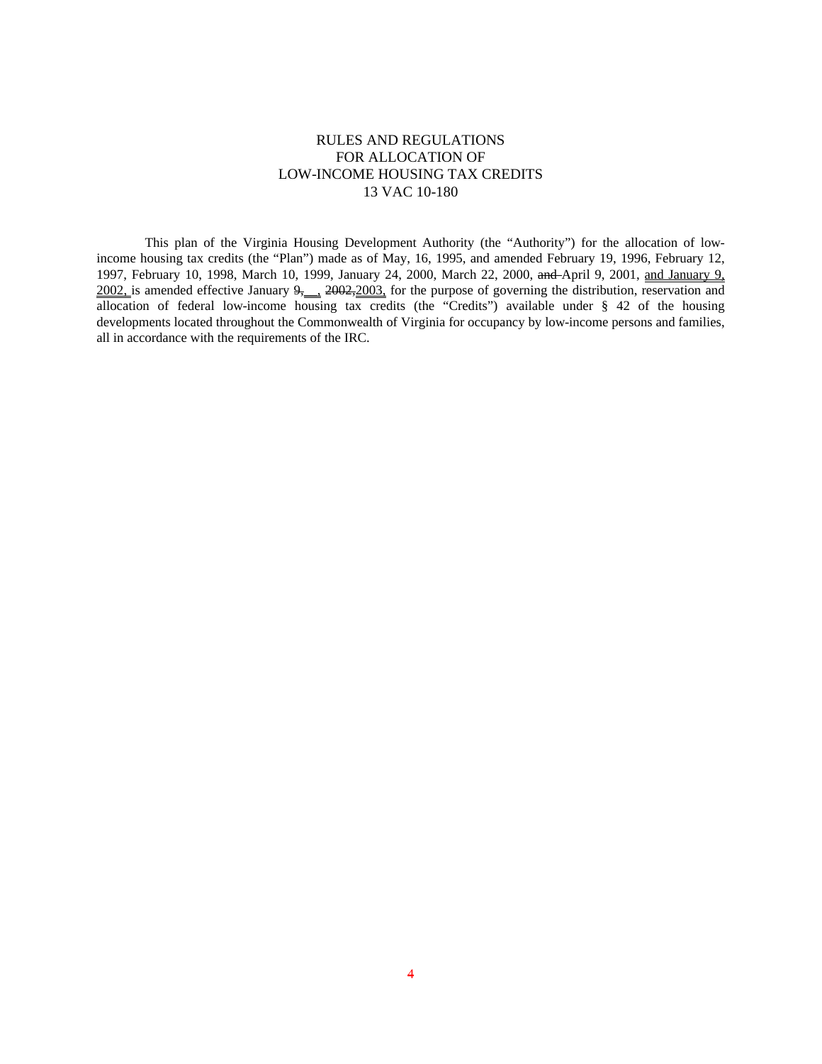RULES AND REGULATIONS
FOR ALLOCATION OF
LOW-INCOME HOUSING TAX CREDITS
13 VAC 10-180

This plan of the Virginia Housing Development Authority (the "Authority") for the allocation of low-income housing tax credits (the "Plan") made as of May, 16, 1995, and amended February 19, 1996, February 12, 1997, February 10, 1998, March 10, 1999, January 24, 2000, March 22, 2000, ~~and~~ April 9, 2001, and January 9, 2002, is amended effective January ~~9,~~ __, ~~2002,~~2003, for the purpose of governing the distribution, reservation and allocation of federal low-income housing tax credits (the "Credits") available under § 42 of the housing developments located throughout the Commonwealth of Virginia for occupancy by low-income persons and families, all in accordance with the requirements of the IRC.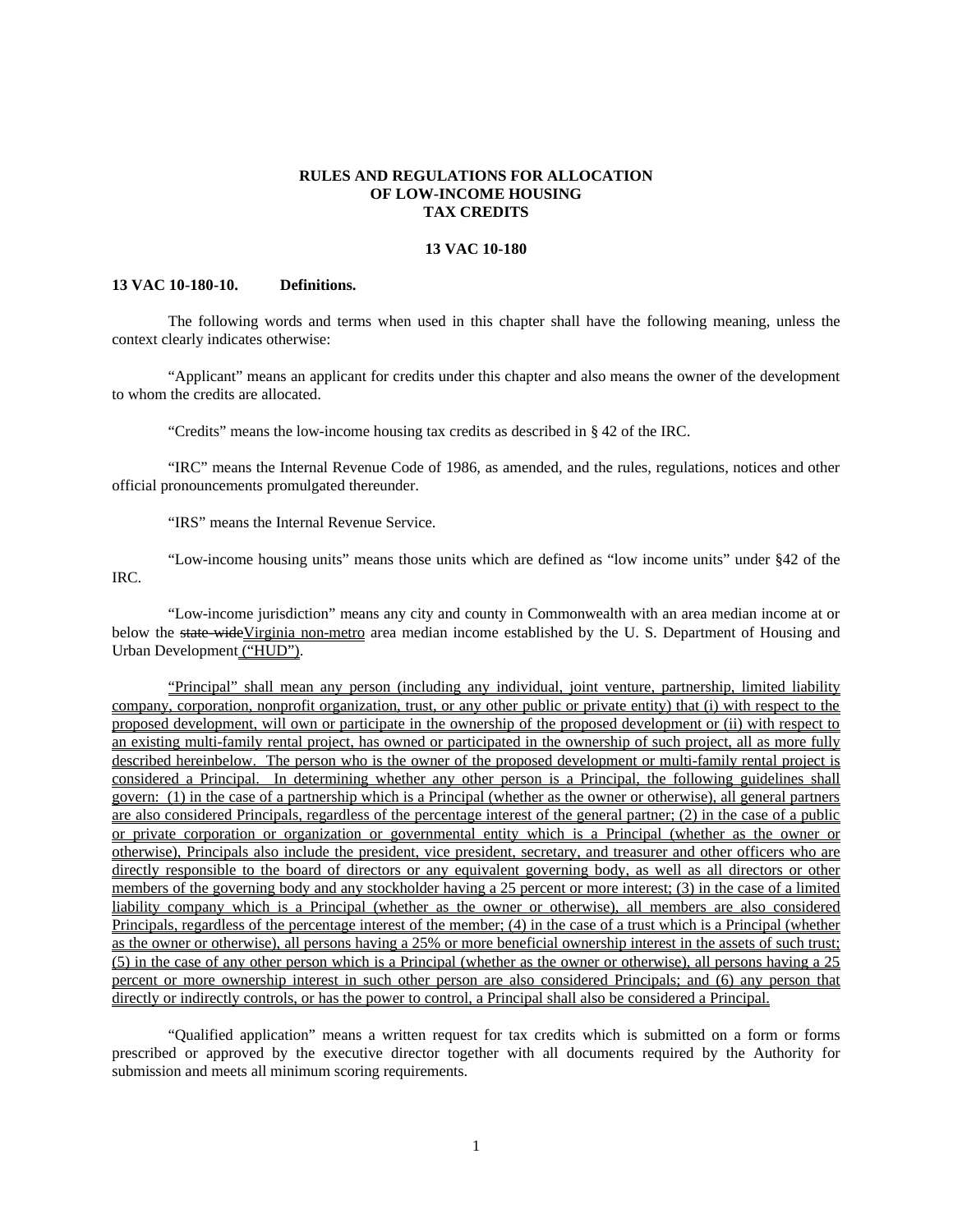**RULES AND REGULATIONS FOR ALLOCATION OF LOW-INCOME HOUSING TAX CREDITS**

**13 VAC 10-180**

**13 VAC 10-180-10. Definitions.**

The following words and terms when used in this chapter shall have the following meaning, unless the context clearly indicates otherwise:

"Applicant" means an applicant for credits under this chapter and also means the owner of the development to whom the credits are allocated.

"Credits" means the low-income housing tax credits as described in § 42 of the IRC.

"IRC" means the Internal Revenue Code of 1986, as amended, and the rules, regulations, notices and other official pronouncements promulgated thereunder.

"IRS" means the Internal Revenue Service.

"Low-income housing units" means those units which are defined as "low income units" under §42 of the IRC.

"Low-income jurisdiction" means any city and county in Commonwealth with an area median income at or below the ~~state wide~~Virginia non-metro area median income established by the U. S. Department of Housing and Urban Development ("HUD").

"Principal" shall mean any person (including any individual, joint venture, partnership, limited liability company, corporation, nonprofit organization, trust, or any other public or private entity) that (i) with respect to the proposed development, will own or participate in the ownership of the proposed development or (ii) with respect to an existing multi-family rental project, has owned or participated in the ownership of such project, all as more fully described hereinbelow. The person who is the owner of the proposed development or multi-family rental project is considered a Principal. In determining whether any other person is a Principal, the following guidelines shall govern: (1) in the case of a partnership which is a Principal (whether as the owner or otherwise), all general partners are also considered Principals, regardless of the percentage interest of the general partner; (2) in the case of a public or private corporation or organization or governmental entity which is a Principal (whether as the owner or otherwise), Principals also include the president, vice president, secretary, and treasurer and other officers who are directly responsible to the board of directors or any equivalent governing body, as well as all directors or other members of the governing body and any stockholder having a 25 percent or more interest; (3) in the case of a limited liability company which is a Principal (whether as the owner or otherwise), all members are also considered Principals, regardless of the percentage interest of the member; (4) in the case of a trust which is a Principal (whether as the owner or otherwise), all persons having a 25% or more beneficial ownership interest in the assets of such trust; (5) in the case of any other person which is a Principal (whether as the owner or otherwise), all persons having a 25 percent or more ownership interest in such other person are also considered Principals; and (6) any person that directly or indirectly controls, or has the power to control, a Principal shall also be considered a Principal.

"Qualified application" means a written request for tax credits which is submitted on a form or forms prescribed or approved by the executive director together with all documents required by the Authority for submission and meets all minimum scoring requirements.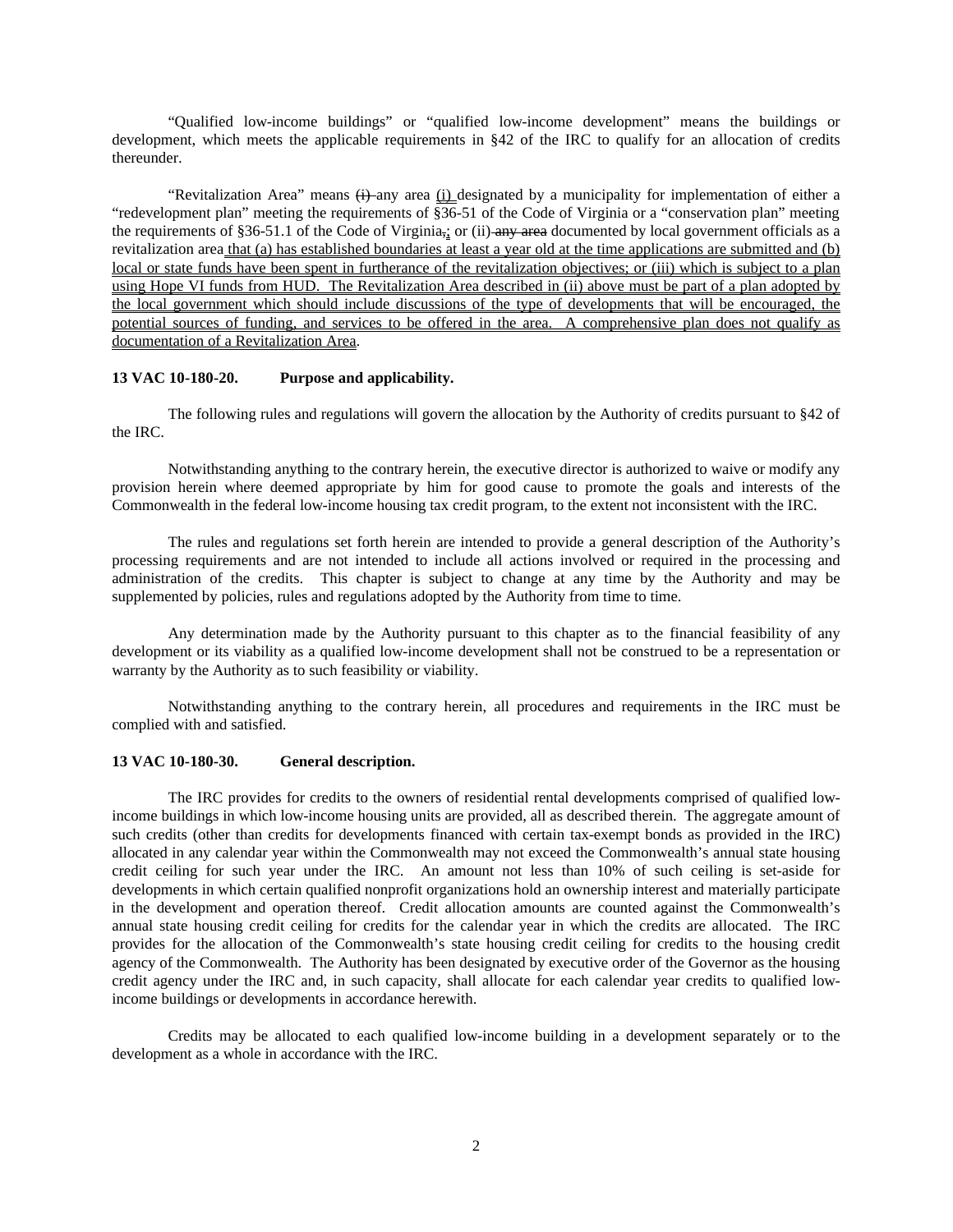"Qualified low-income buildings" or "qualified low-income development" means the buildings or development, which meets the applicable requirements in §42 of the IRC to qualify for an allocation of credits thereunder.

"Revitalization Area" means (i) any area (i) designated by a municipality for implementation of either a "redevelopment plan" meeting the requirements of §36-51 of the Code of Virginia or a "conservation plan" meeting the requirements of §36-51.1 of the Code of Virginia,; or (ii) any area documented by local government officials as a revitalization area that (a) has established boundaries at least a year old at the time applications are submitted and (b) local or state funds have been spent in furtherance of the revitalization objectives; or (iii) which is subject to a plan using Hope VI funds from HUD. The Revitalization Area described in (ii) above must be part of a plan adopted by the local government which should include discussions of the type of developments that will be encouraged, the potential sources of funding, and services to be offered in the area. A comprehensive plan does not qualify as documentation of a Revitalization Area.

**13 VAC 10-180-20. Purpose and applicability.**

The following rules and regulations will govern the allocation by the Authority of credits pursuant to §42 of the IRC.

Notwithstanding anything to the contrary herein, the executive director is authorized to waive or modify any provision herein where deemed appropriate by him for good cause to promote the goals and interests of the Commonwealth in the federal low-income housing tax credit program, to the extent not inconsistent with the IRC.

The rules and regulations set forth herein are intended to provide a general description of the Authority's processing requirements and are not intended to include all actions involved or required in the processing and administration of the credits. This chapter is subject to change at any time by the Authority and may be supplemented by policies, rules and regulations adopted by the Authority from time to time.

Any determination made by the Authority pursuant to this chapter as to the financial feasibility of any development or its viability as a qualified low-income development shall not be construed to be a representation or warranty by the Authority as to such feasibility or viability.

Notwithstanding anything to the contrary herein, all procedures and requirements in the IRC must be complied with and satisfied.

**13 VAC 10-180-30. General description.**

The IRC provides for credits to the owners of residential rental developments comprised of qualified low-income buildings in which low-income housing units are provided, all as described therein. The aggregate amount of such credits (other than credits for developments financed with certain tax-exempt bonds as provided in the IRC) allocated in any calendar year within the Commonwealth may not exceed the Commonwealth's annual state housing credit ceiling for such year under the IRC. An amount not less than 10% of such ceiling is set-aside for developments in which certain qualified nonprofit organizations hold an ownership interest and materially participate in the development and operation thereof. Credit allocation amounts are counted against the Commonwealth's annual state housing credit ceiling for credits for the calendar year in which the credits are allocated. The IRC provides for the allocation of the Commonwealth's state housing credit ceiling for credits to the housing credit agency of the Commonwealth. The Authority has been designated by executive order of the Governor as the housing credit agency under the IRC and, in such capacity, shall allocate for each calendar year credits to qualified low-income buildings or developments in accordance herewith.

Credits may be allocated to each qualified low-income building in a development separately or to the development as a whole in accordance with the IRC.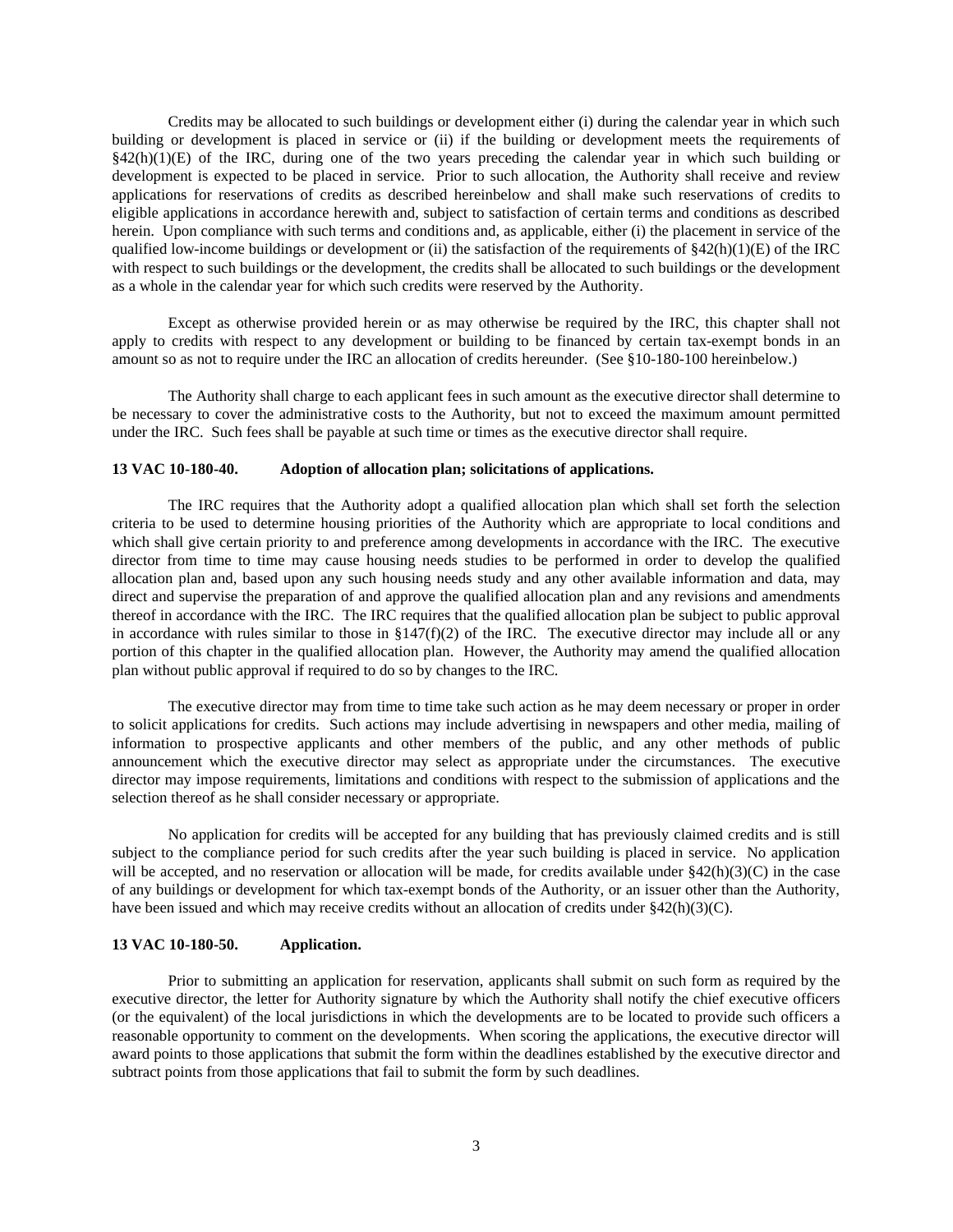Credits may be allocated to such buildings or development either (i) during the calendar year in which such building or development is placed in service or (ii) if the building or development meets the requirements of §42(h)(1)(E) of the IRC, during one of the two years preceding the calendar year in which such building or development is expected to be placed in service. Prior to such allocation, the Authority shall receive and review applications for reservations of credits as described hereinbelow and shall make such reservations of credits to eligible applications in accordance herewith and, subject to satisfaction of certain terms and conditions as described herein. Upon compliance with such terms and conditions and, as applicable, either (i) the placement in service of the qualified low-income buildings or development or (ii) the satisfaction of the requirements of §42(h)(1)(E) of the IRC with respect to such buildings or the development, the credits shall be allocated to such buildings or the development as a whole in the calendar year for which such credits were reserved by the Authority.

Except as otherwise provided herein or as may otherwise be required by the IRC, this chapter shall not apply to credits with respect to any development or building to be financed by certain tax-exempt bonds in an amount so as not to require under the IRC an allocation of credits hereunder. (See §10-180-100 hereinbelow.)

The Authority shall charge to each applicant fees in such amount as the executive director shall determine to be necessary to cover the administrative costs to the Authority, but not to exceed the maximum amount permitted under the IRC. Such fees shall be payable at such time or times as the executive director shall require.

**13 VAC 10-180-40. Adoption of allocation plan; solicitations of applications.**

The IRC requires that the Authority adopt a qualified allocation plan which shall set forth the selection criteria to be used to determine housing priorities of the Authority which are appropriate to local conditions and which shall give certain priority to and preference among developments in accordance with the IRC. The executive director from time to time may cause housing needs studies to be performed in order to develop the qualified allocation plan and, based upon any such housing needs study and any other available information and data, may direct and supervise the preparation of and approve the qualified allocation plan and any revisions and amendments thereof in accordance with the IRC. The IRC requires that the qualified allocation plan be subject to public approval in accordance with rules similar to those in §147(f)(2) of the IRC. The executive director may include all or any portion of this chapter in the qualified allocation plan. However, the Authority may amend the qualified allocation plan without public approval if required to do so by changes to the IRC.

The executive director may from time to time take such action as he may deem necessary or proper in order to solicit applications for credits. Such actions may include advertising in newspapers and other media, mailing of information to prospective applicants and other members of the public, and any other methods of public announcement which the executive director may select as appropriate under the circumstances. The executive director may impose requirements, limitations and conditions with respect to the submission of applications and the selection thereof as he shall consider necessary or appropriate.

No application for credits will be accepted for any building that has previously claimed credits and is still subject to the compliance period for such credits after the year such building is placed in service. No application will be accepted, and no reservation or allocation will be made, for credits available under §42(h)(3)(C) in the case of any buildings or development for which tax-exempt bonds of the Authority, or an issuer other than the Authority, have been issued and which may receive credits without an allocation of credits under §42(h)(3)(C).

**13 VAC 10-180-50. Application.**

Prior to submitting an application for reservation, applicants shall submit on such form as required by the executive director, the letter for Authority signature by which the Authority shall notify the chief executive officers (or the equivalent) of the local jurisdictions in which the developments are to be located to provide such officers a reasonable opportunity to comment on the developments. When scoring the applications, the executive director will award points to those applications that submit the form within the deadlines established by the executive director and subtract points from those applications that fail to submit the form by such deadlines.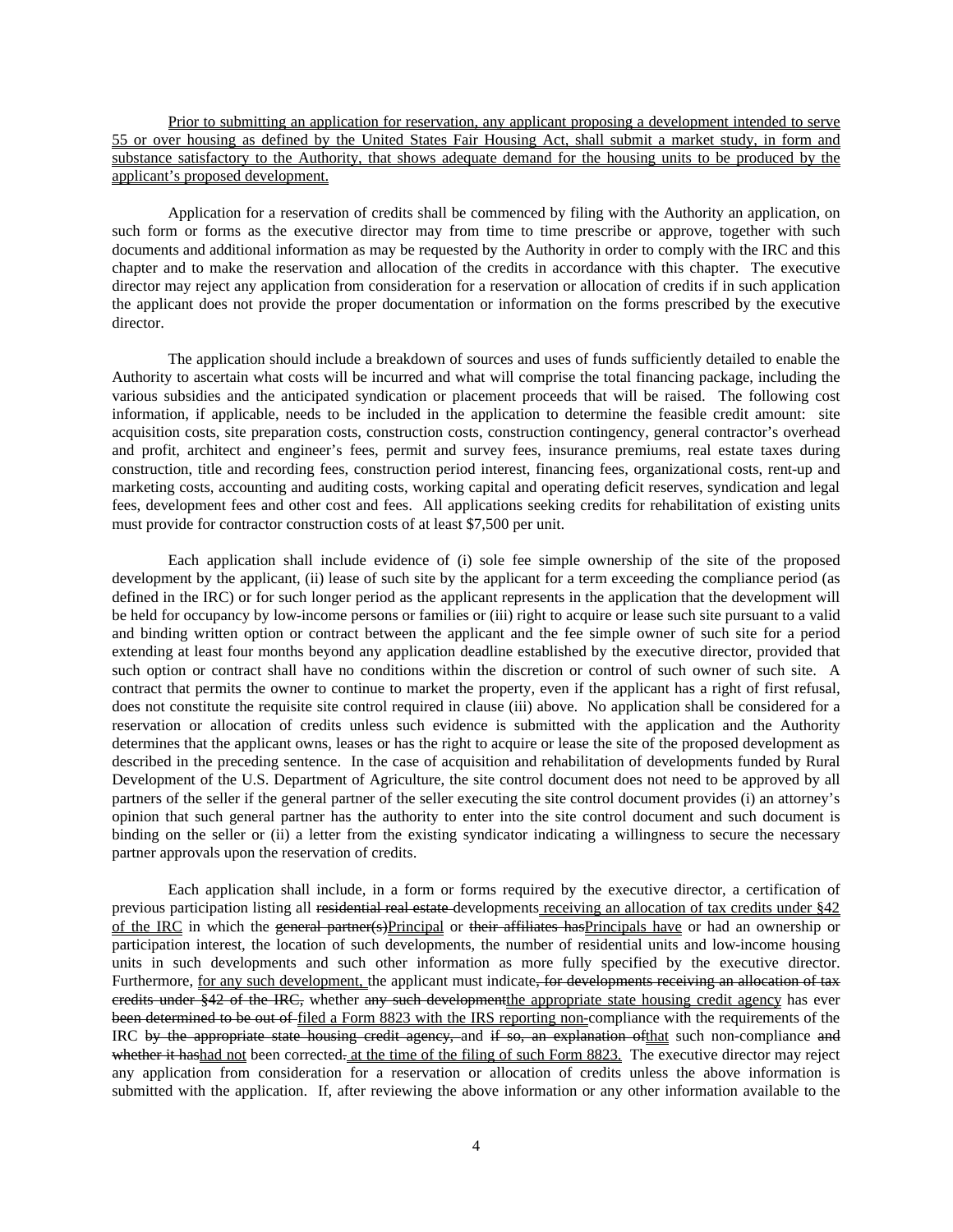<u>Prior to submitting an application for reservation, any applicant proposing a development intended to serve 55 or over housing as defined by the United States Fair Housing Act, shall submit a market study, in form and substance satisfactory to the Authority, that shows adequate demand for the housing units to be produced by the applicant's proposed development.</u>

Application for a reservation of credits shall be commenced by filing with the Authority an application, on such form or forms as the executive director may from time to time prescribe or approve, together with such documents and additional information as may be requested by the Authority in order to comply with the IRC and this chapter and to make the reservation and allocation of the credits in accordance with this chapter. The executive director may reject any application from consideration for a reservation or allocation of credits if in such application the applicant does not provide the proper documentation or information on the forms prescribed by the executive director.

The application should include a breakdown of sources and uses of funds sufficiently detailed to enable the Authority to ascertain what costs will be incurred and what will comprise the total financing package, including the various subsidies and the anticipated syndication or placement proceeds that will be raised. The following cost information, if applicable, needs to be included in the application to determine the feasible credit amount: site acquisition costs, site preparation costs, construction costs, construction contingency, general contractor's overhead and profit, architect and engineer's fees, permit and survey fees, insurance premiums, real estate taxes during construction, title and recording fees, construction period interest, financing fees, organizational costs, rent-up and marketing costs, accounting and auditing costs, working capital and operating deficit reserves, syndication and legal fees, development fees and other cost and fees. All applications seeking credits for rehabilitation of existing units must provide for contractor construction costs of at least $7,500 per unit.

Each application shall include evidence of (i) sole fee simple ownership of the site of the proposed development by the applicant, (ii) lease of such site by the applicant for a term exceeding the compliance period (as defined in the IRC) or for such longer period as the applicant represents in the application that the development will be held for occupancy by low-income persons or families or (iii) right to acquire or lease such site pursuant to a valid and binding written option or contract between the applicant and the fee simple owner of such site for a period extending at least four months beyond any application deadline established by the executive director, provided that such option or contract shall have no conditions within the discretion or control of such owner of such site. A contract that permits the owner to continue to market the property, even if the applicant has a right of first refusal, does not constitute the requisite site control required in clause (iii) above. No application shall be considered for a reservation or allocation of credits unless such evidence is submitted with the application and the Authority determines that the applicant owns, leases or has the right to acquire or lease the site of the proposed development as described in the preceding sentence. In the case of acquisition and rehabilitation of developments funded by Rural Development of the U.S. Department of Agriculture, the site control document does not need to be approved by all partners of the seller if the general partner of the seller executing the site control document provides (i) an attorney's opinion that such general partner has the authority to enter into the site control document and such document is binding on the seller or (ii) a letter from the existing syndicator indicating a willingness to secure the necessary partner approvals upon the reservation of credits.

Each application shall include, in a form or forms required by the executive director, a certification of previous participation listing all ~~residential real estate~~ developments<u> receiving an allocation of tax credits under §42 of the IRC</u> in which the ~~general partner(s)~~<u>Principal</u> or ~~their affiliates has~~<u>Principals have</u> or had an ownership or participation interest, the location of such developments, the number of residential units and low-income housing units in such developments and such other information as more fully specified by the executive director. Furthermore, <u>for any such development, </u>the applicant must indicate~~, for developments receiving an allocation of tax credits under §42 of the IRC,~~ whether ~~any such development~~<u>the appropriate state housing credit agency</u> has ever ~~been determined to be out of~~ <u>filed a Form 8823 with the IRS reporting non-</u>compliance with the requirements of the IRC ~~by the appropriate state housing credit agency,~~ and ~~if so, an explanation of~~<u>that</u> such non-compliance ~~and whether it has~~<u>had not</u> been corrected~~.~~<u> at the time of the filing of such Form 8823.</u> The executive director may reject any application from consideration for a reservation or allocation of credits unless the above information is submitted with the application. If, after reviewing the above information or any other information available to the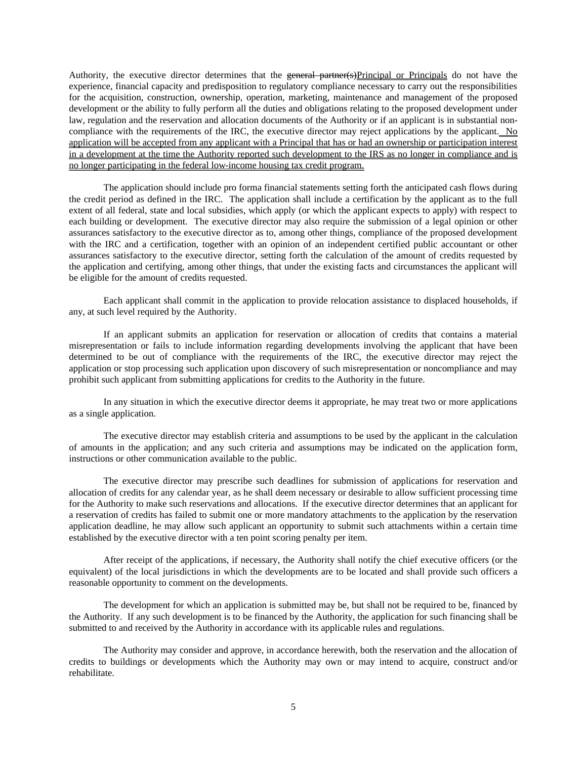Authority, the executive director determines that the ~~general partner(s)~~Principal or Principals do not have the experience, financial capacity and predisposition to regulatory compliance necessary to carry out the responsibilities for the acquisition, construction, ownership, operation, marketing, maintenance and management of the proposed development or the ability to fully perform all the duties and obligations relating to the proposed development under law, regulation and the reservation and allocation documents of the Authority or if an applicant is in substantial non-compliance with the requirements of the IRC, the executive director may reject applications by the applicant. No application will be accepted from any applicant with a Principal that has or had an ownership or participation interest in a development at the time the Authority reported such development to the IRS as no longer in compliance and is no longer participating in the federal low-income housing tax credit program.

The application should include pro forma financial statements setting forth the anticipated cash flows during the credit period as defined in the IRC. The application shall include a certification by the applicant as to the full extent of all federal, state and local subsidies, which apply (or which the applicant expects to apply) with respect to each building or development. The executive director may also require the submission of a legal opinion or other assurances satisfactory to the executive director as to, among other things, compliance of the proposed development with the IRC and a certification, together with an opinion of an independent certified public accountant or other assurances satisfactory to the executive director, setting forth the calculation of the amount of credits requested by the application and certifying, among other things, that under the existing facts and circumstances the applicant will be eligible for the amount of credits requested.

Each applicant shall commit in the application to provide relocation assistance to displaced households, if any, at such level required by the Authority.

If an applicant submits an application for reservation or allocation of credits that contains a material misrepresentation or fails to include information regarding developments involving the applicant that have been determined to be out of compliance with the requirements of the IRC, the executive director may reject the application or stop processing such application upon discovery of such misrepresentation or noncompliance and may prohibit such applicant from submitting applications for credits to the Authority in the future.

In any situation in which the executive director deems it appropriate, he may treat two or more applications as a single application.

The executive director may establish criteria and assumptions to be used by the applicant in the calculation of amounts in the application; and any such criteria and assumptions may be indicated on the application form, instructions or other communication available to the public.

The executive director may prescribe such deadlines for submission of applications for reservation and allocation of credits for any calendar year, as he shall deem necessary or desirable to allow sufficient processing time for the Authority to make such reservations and allocations. If the executive director determines that an applicant for a reservation of credits has failed to submit one or more mandatory attachments to the application by the reservation application deadline, he may allow such applicant an opportunity to submit such attachments within a certain time established by the executive director with a ten point scoring penalty per item.

After receipt of the applications, if necessary, the Authority shall notify the chief executive officers (or the equivalent) of the local jurisdictions in which the developments are to be located and shall provide such officers a reasonable opportunity to comment on the developments.

The development for which an application is submitted may be, but shall not be required to be, financed by the Authority. If any such development is to be financed by the Authority, the application for such financing shall be submitted to and received by the Authority in accordance with its applicable rules and regulations.

The Authority may consider and approve, in accordance herewith, both the reservation and the allocation of credits to buildings or developments which the Authority may own or may intend to acquire, construct and/or rehabilitate.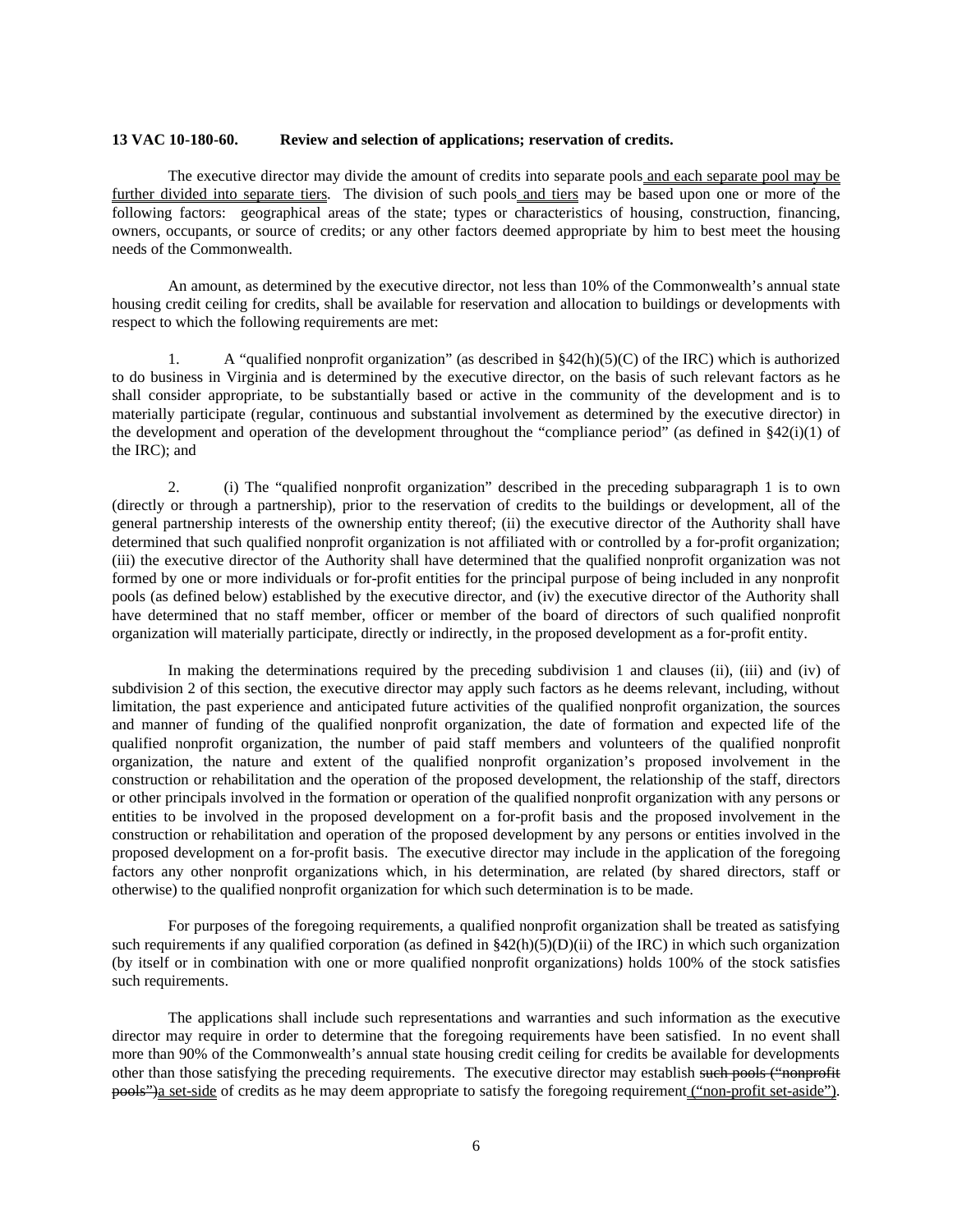**13 VAC 10-180-60. Review and selection of applications; reservation of credits.**

The executive director may divide the amount of credits into separate pools and each separate pool may be further divided into separate tiers. The division of such pools and tiers may be based upon one or more of the following factors: geographical areas of the state; types or characteristics of housing, construction, financing, owners, occupants, or source of credits; or any other factors deemed appropriate by him to best meet the housing needs of the Commonwealth.

An amount, as determined by the executive director, not less than 10% of the Commonwealth's annual state housing credit ceiling for credits, shall be available for reservation and allocation to buildings or developments with respect to which the following requirements are met:

1. A "qualified nonprofit organization" (as described in §42(h)(5)(C) of the IRC) which is authorized to do business in Virginia and is determined by the executive director, on the basis of such relevant factors as he shall consider appropriate, to be substantially based or active in the community of the development and is to materially participate (regular, continuous and substantial involvement as determined by the executive director) in the development and operation of the development throughout the "compliance period" (as defined in §42(i)(1) of the IRC); and

2. (i) The "qualified nonprofit organization" described in the preceding subparagraph 1 is to own (directly or through a partnership), prior to the reservation of credits to the buildings or development, all of the general partnership interests of the ownership entity thereof; (ii) the executive director of the Authority shall have determined that such qualified nonprofit organization is not affiliated with or controlled by a for-profit organization; (iii) the executive director of the Authority shall have determined that the qualified nonprofit organization was not formed by one or more individuals or for-profit entities for the principal purpose of being included in any nonprofit pools (as defined below) established by the executive director, and (iv) the executive director of the Authority shall have determined that no staff member, officer or member of the board of directors of such qualified nonprofit organization will materially participate, directly or indirectly, in the proposed development as a for-profit entity.

In making the determinations required by the preceding subdivision 1 and clauses (ii), (iii) and (iv) of subdivision 2 of this section, the executive director may apply such factors as he deems relevant, including, without limitation, the past experience and anticipated future activities of the qualified nonprofit organization, the sources and manner of funding of the qualified nonprofit organization, the date of formation and expected life of the qualified nonprofit organization, the number of paid staff members and volunteers of the qualified nonprofit organization, the nature and extent of the qualified nonprofit organization's proposed involvement in the construction or rehabilitation and the operation of the proposed development, the relationship of the staff, directors or other principals involved in the formation or operation of the qualified nonprofit organization with any persons or entities to be involved in the proposed development on a for-profit basis and the proposed involvement in the construction or rehabilitation and operation of the proposed development by any persons or entities involved in the proposed development on a for-profit basis. The executive director may include in the application of the foregoing factors any other nonprofit organizations which, in his determination, are related (by shared directors, staff or otherwise) to the qualified nonprofit organization for which such determination is to be made.

For purposes of the foregoing requirements, a qualified nonprofit organization shall be treated as satisfying such requirements if any qualified corporation (as defined in §42(h)(5)(D)(ii) of the IRC) in which such organization (by itself or in combination with one or more qualified nonprofit organizations) holds 100% of the stock satisfies such requirements.

The applications shall include such representations and warranties and such information as the executive director may require in order to determine that the foregoing requirements have been satisfied. In no event shall more than 90% of the Commonwealth's annual state housing credit ceiling for credits be available for developments other than those satisfying the preceding requirements. The executive director may establish ~~such pools ("nonprofit pools")~~a set-side of credits as he may deem appropriate to satisfy the foregoing requirement ("non-profit set-aside").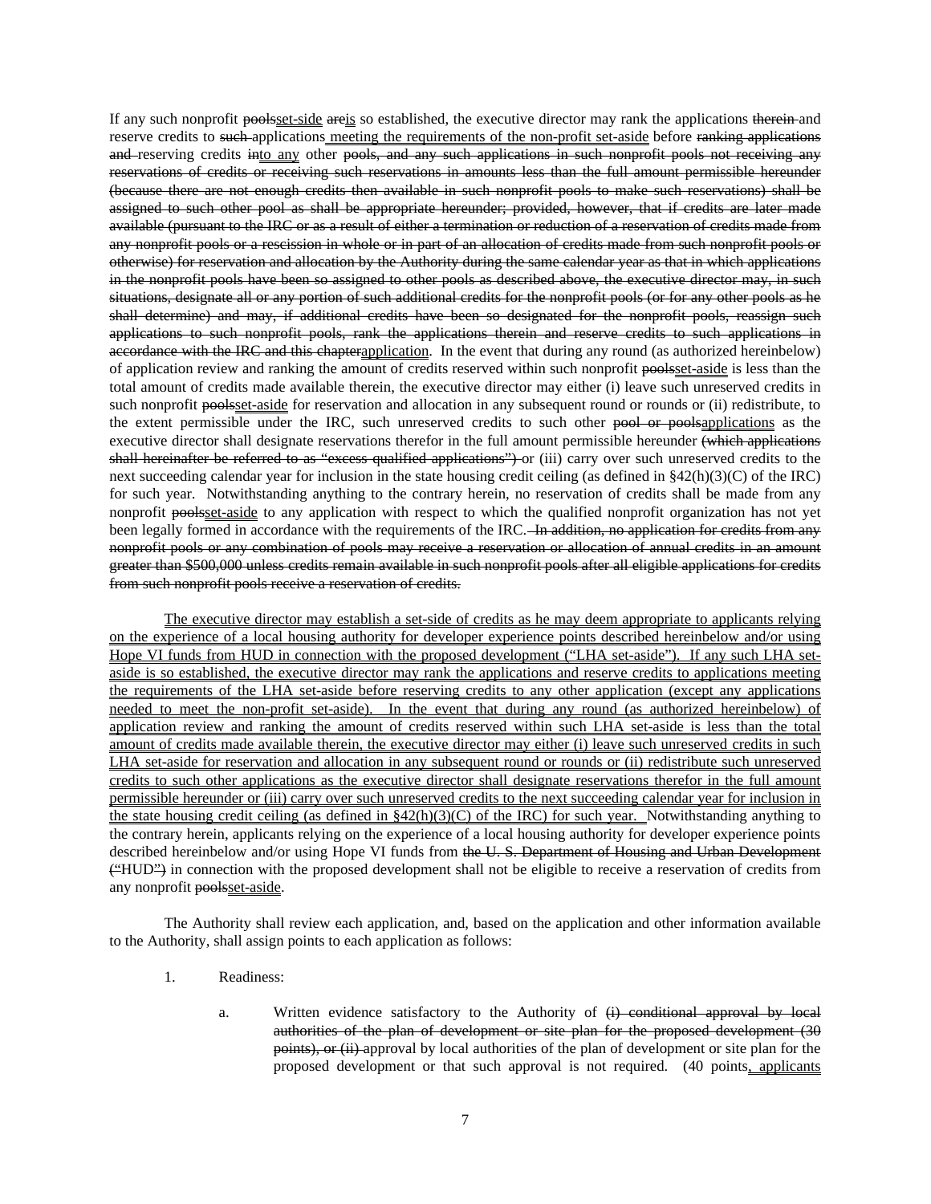If any such nonprofit ~~pools~~<u>set-side</u> ~~are~~<u>is</u> so established, the executive director may rank the applications ~~therein~~ and reserve credits to ~~such~~ applications<u> meeting the requirements of the non-profit set-aside</u> before ~~ranking applications and~~ reserving credits ~~in~~<u>to any</u> other ~~pools, and any such applications in such nonprofit pools not receiving any reservations of credits or receiving such reservations in amounts less than the full amount permissible hereunder (because there are not enough credits then available in such nonprofit pools to make such reservations) shall be assigned to such other pool as shall be appropriate hereunder; provided, however, that if credits are later made available (pursuant to the IRC or as a result of either a termination or reduction of a reservation of credits made from any nonprofit pools or a rescission in whole or in part of an allocation of credits made from such nonprofit pools or otherwise) for reservation and allocation by the Authority during the same calendar year as that in which applications in the nonprofit pools have been so assigned to other pools as described above, the executive director may, in such situations, designate all or any portion of such additional credits for the nonprofit pools (or for any other pools as he shall determine) and may, if additional credits have been so designated for the nonprofit pools, reassign such applications to such nonprofit pools, rank the applications therein and reserve credits to such applications in accordance with the IRC and this chapter~~<u>application</u>. In the event that during any round (as authorized hereinbelow) of application review and ranking the amount of credits reserved within such nonprofit ~~pools~~<u>set-aside</u> is less than the total amount of credits made available therein, the executive director may either (i) leave such unreserved credits in such nonprofit ~~pools~~<u>set-aside</u> for reservation and allocation in any subsequent round or rounds or (ii) redistribute, to the extent permissible under the IRC, such unreserved credits to such other ~~pool or pools~~<u>applications</u> as the executive director shall designate reservations therefor in the full amount permissible hereunder ~~(which applications shall hereinafter be referred to as "excess qualified applications")~~ or (iii) carry over such unreserved credits to the next succeeding calendar year for inclusion in the state housing credit ceiling (as defined in §42(h)(3)(C) of the IRC) for such year. Notwithstanding anything to the contrary herein, no reservation of credits shall be made from any nonprofit ~~pools~~<u>set-aside</u> to any application with respect to which the qualified nonprofit organization has not yet been legally formed in accordance with the requirements of the IRC. ~~In addition, no application for credits from any nonprofit pools or any combination of pools may receive a reservation or allocation of annual credits in an amount greater than $500,000 unless credits remain available in such nonprofit pools after all eligible applications for credits from such nonprofit pools receive a reservation of credits.~~

<u>The executive director may establish a set-side of credits as he may deem appropriate to applicants relying on the experience of a local housing authority for developer experience points described hereinbelow and/or using Hope VI funds from HUD in connection with the proposed development ("LHA set-aside"). If any such LHA set-aside is so established, the executive director may rank the applications and reserve credits to applications meeting the requirements of the LHA set-aside before reserving credits to any other application (except any applications needed to meet the non-profit set-aside). In the event that during any round (as authorized hereinbelow) of application review and ranking the amount of credits reserved within such LHA set-aside is less than the total amount of credits made available therein, the executive director may either (i) leave such unreserved credits in such LHA set-aside for reservation and allocation in any subsequent round or rounds or (ii) redistribute such unreserved credits to such other applications as the executive director shall designate reservations therefor in the full amount permissible hereunder or (iii) carry over such unreserved credits to the next succeeding calendar year for inclusion in the state housing credit ceiling (as defined in §42(h)(3)(C) of the IRC) for such year. </u>Notwithstanding anything to the contrary herein, applicants relying on the experience of a local housing authority for developer experience points described hereinbelow and/or using Hope VI funds from ~~the U. S. Department of Housing and Urban Development ("~~HUD~~")~~ in connection with the proposed development shall not be eligible to receive a reservation of credits from any nonprofit ~~pools~~<u>set-aside</u>.

The Authority shall review each application, and, based on the application and other information available to the Authority, shall assign points to each application as follows:

1. Readiness:

   a. Written evidence satisfactory to the Authority of ~~(i) conditional approval by local authorities of the plan of development or site plan for the proposed development (30 points), or (ii)~~ approval by local authorities of the plan of development or site plan for the proposed development or that such approval is not required. (40 points<u>, applicants</u>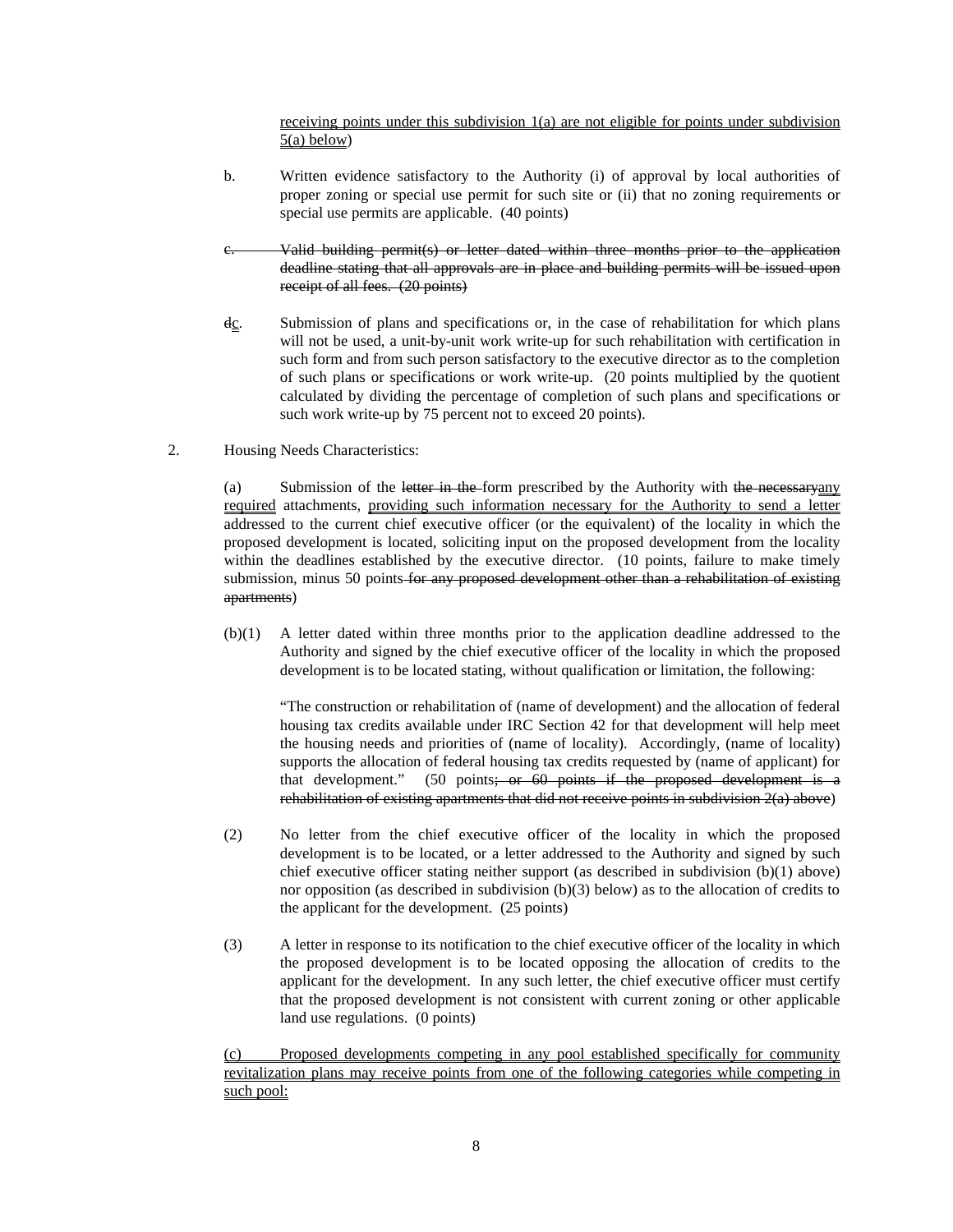<u>receiving points under this subdivision 1(a) are not eligible for points under subdivision 5(a) below</u>)

b. Written evidence satisfactory to the Authority (i) of approval by local authorities of proper zoning or special use permit for such site or (ii) that no zoning requirements or special use permits are applicable. (40 points)

~~c. Valid building permit(s) or letter dated within three months prior to the application deadline stating that all approvals are in place and building permits will be issued upon receipt of all fees. (20 points)~~

~~d~~<u>c</u>. Submission of plans and specifications or, in the case of rehabilitation for which plans will not be used, a unit-by-unit work write-up for such rehabilitation with certification in such form and from such person satisfactory to the executive director as to the completion of such plans or specifications or work write-up. (20 points multiplied by the quotient calculated by dividing the percentage of completion of such plans and specifications or such work write-up by 75 percent not to exceed 20 points).

2. Housing Needs Characteristics:

(a) Submission of the ~~letter in the~~ form prescribed by the Authority with ~~the necessary~~<u>any required</u> attachments, <u>providing such information necessary for the Authority to send a letter</u> addressed to the current chief executive officer (or the equivalent) of the locality in which the proposed development is located, soliciting input on the proposed development from the locality within the deadlines established by the executive director. (10 points, failure to make timely submission, minus 50 points ~~for any proposed development other than a rehabilitation of existing apartments~~)

(b)(1) A letter dated within three months prior to the application deadline addressed to the Authority and signed by the chief executive officer of the locality in which the proposed development is to be located stating, without qualification or limitation, the following:

"The construction or rehabilitation of (name of development) and the allocation of federal housing tax credits available under IRC Section 42 for that development will help meet the housing needs and priorities of (name of locality). Accordingly, (name of locality) supports the allocation of federal housing tax credits requested by (name of applicant) for that development." (50 points~~; or 60 points if the proposed development is a rehabilitation of existing apartments that did not receive points in subdivision 2(a) above~~)

(2) No letter from the chief executive officer of the locality in which the proposed development is to be located, or a letter addressed to the Authority and signed by such chief executive officer stating neither support (as described in subdivision (b)(1) above) nor opposition (as described in subdivision (b)(3) below) as to the allocation of credits to the applicant for the development. (25 points)

(3) A letter in response to its notification to the chief executive officer of the locality in which the proposed development is to be located opposing the allocation of credits to the applicant for the development. In any such letter, the chief executive officer must certify that the proposed development is not consistent with current zoning or other applicable land use regulations. (0 points)

<u>(c) Proposed developments competing in any pool established specifically for community revitalization plans may receive points from one of the following categories while competing in such pool:</u>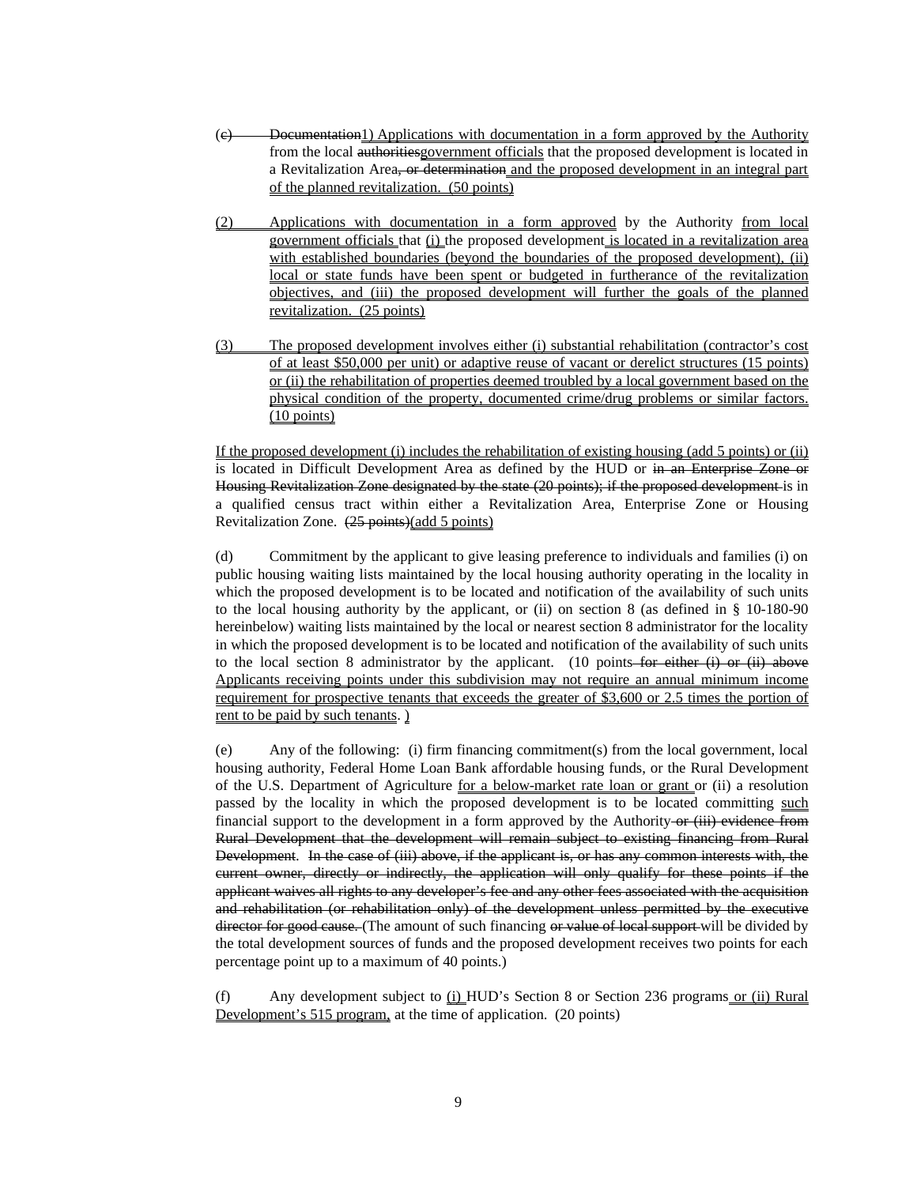(c) Documentation1) Applications with documentation in a form approved by the Authority from the local authoritiesgovernment officials that the proposed development is located in a Revitalization Area, or determination and the proposed development in an integral part of the planned revitalization. (50 points)

(2) Applications with documentation in a form approved by the Authority from local government officials that (i) the proposed development is located in a revitalization area with established boundaries (beyond the boundaries of the proposed development), (ii) local or state funds have been spent or budgeted in furtherance of the revitalization objectives, and (iii) the proposed development will further the goals of the planned revitalization. (25 points)

(3) The proposed development involves either (i) substantial rehabilitation (contractor's cost of at least $50,000 per unit) or adaptive reuse of vacant or derelict structures (15 points) or (ii) the rehabilitation of properties deemed troubled by a local government based on the physical condition of the property, documented crime/drug problems or similar factors. (10 points)

If the proposed development (i) includes the rehabilitation of existing housing (add 5 points) or (ii) is located in Difficult Development Area as defined by the HUD or in an Enterprise Zone or Housing Revitalization Zone designated by the state (20 points); if the proposed development is in a qualified census tract within either a Revitalization Area, Enterprise Zone or Housing Revitalization Zone. (25 points)(add 5 points)

(d) Commitment by the applicant to give leasing preference to individuals and families (i) on public housing waiting lists maintained by the local housing authority operating in the locality in which the proposed development is to be located and notification of the availability of such units to the local housing authority by the applicant, or (ii) on section 8 (as defined in § 10-180-90 hereinbelow) waiting lists maintained by the local or nearest section 8 administrator for the locality in which the proposed development is to be located and notification of the availability of such units to the local section 8 administrator by the applicant. (10 points for either (i) or (ii) above Applicants receiving points under this subdivision may not require an annual minimum income requirement for prospective tenants that exceeds the greater of $3,600 or 2.5 times the portion of rent to be paid by such tenants. )

(e) Any of the following: (i) firm financing commitment(s) from the local government, local housing authority, Federal Home Loan Bank affordable housing funds, or the Rural Development of the U.S. Department of Agriculture for a below-market rate loan or grant or (ii) a resolution passed by the locality in which the proposed development is to be located committing such financial support to the development in a form approved by the Authority or (iii) evidence from Rural Development that the development will remain subject to existing financing from Rural Development. In the case of (iii) above, if the applicant is, or has any common interests with, the current owner, directly or indirectly, the application will only qualify for these points if the applicant waives all rights to any developer's fee and any other fees associated with the acquisition and rehabilitation (or rehabilitation only) of the development unless permitted by the executive director for good cause. (The amount of such financing or value of local support will be divided by the total development sources of funds and the proposed development receives two points for each percentage point up to a maximum of 40 points.)

(f) Any development subject to (i) HUD's Section 8 or Section 236 programs or (ii) Rural Development's 515 program, at the time of application. (20 points)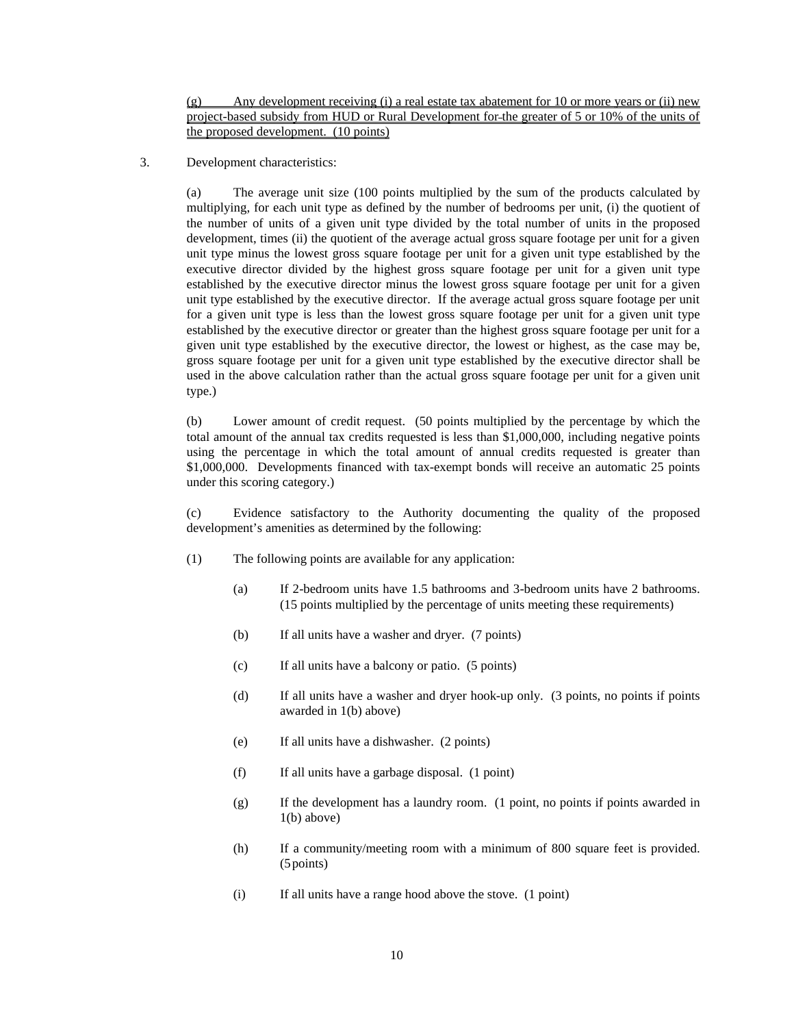(g) Any development receiving (i) a real estate tax abatement for 10 or more years or (ii) new project-based subsidy from HUD or Rural Development for the greater of 5 or 10% of the units of the proposed development. (10 points)

3. Development characteristics:

(a) The average unit size (100 points multiplied by the sum of the products calculated by multiplying, for each unit type as defined by the number of bedrooms per unit, (i) the quotient of the number of units of a given unit type divided by the total number of units in the proposed development, times (ii) the quotient of the average actual gross square footage per unit for a given unit type minus the lowest gross square footage per unit for a given unit type established by the executive director divided by the highest gross square footage per unit for a given unit type established by the executive director minus the lowest gross square footage per unit for a given unit type established by the executive director. If the average actual gross square footage per unit for a given unit type is less than the lowest gross square footage per unit for a given unit type established by the executive director or greater than the highest gross square footage per unit for a given unit type established by the executive director, the lowest or highest, as the case may be, gross square footage per unit for a given unit type established by the executive director shall be used in the above calculation rather than the actual gross square footage per unit for a given unit type.)

(b) Lower amount of credit request. (50 points multiplied by the percentage by which the total amount of the annual tax credits requested is less than $1,000,000, including negative points using the percentage in which the total amount of annual credits requested is greater than $1,000,000. Developments financed with tax-exempt bonds will receive an automatic 25 points under this scoring category.)

(c) Evidence satisfactory to the Authority documenting the quality of the proposed development's amenities as determined by the following:

(1) The following points are available for any application:

(a) If 2-bedroom units have 1.5 bathrooms and 3-bedroom units have 2 bathrooms. (15 points multiplied by the percentage of units meeting these requirements)

(b) If all units have a washer and dryer. (7 points)

(c) If all units have a balcony or patio. (5 points)

(d) If all units have a washer and dryer hook-up only. (3 points, no points if points awarded in 1(b) above)

(e) If all units have a dishwasher. (2 points)

(f) If all units have a garbage disposal. (1 point)

(g) If the development has a laundry room. (1 point, no points if points awarded in 1(b) above)

(h) If a community/meeting room with a minimum of 800 square feet is provided. (5 points)

(i) If all units have a range hood above the stove. (1 point)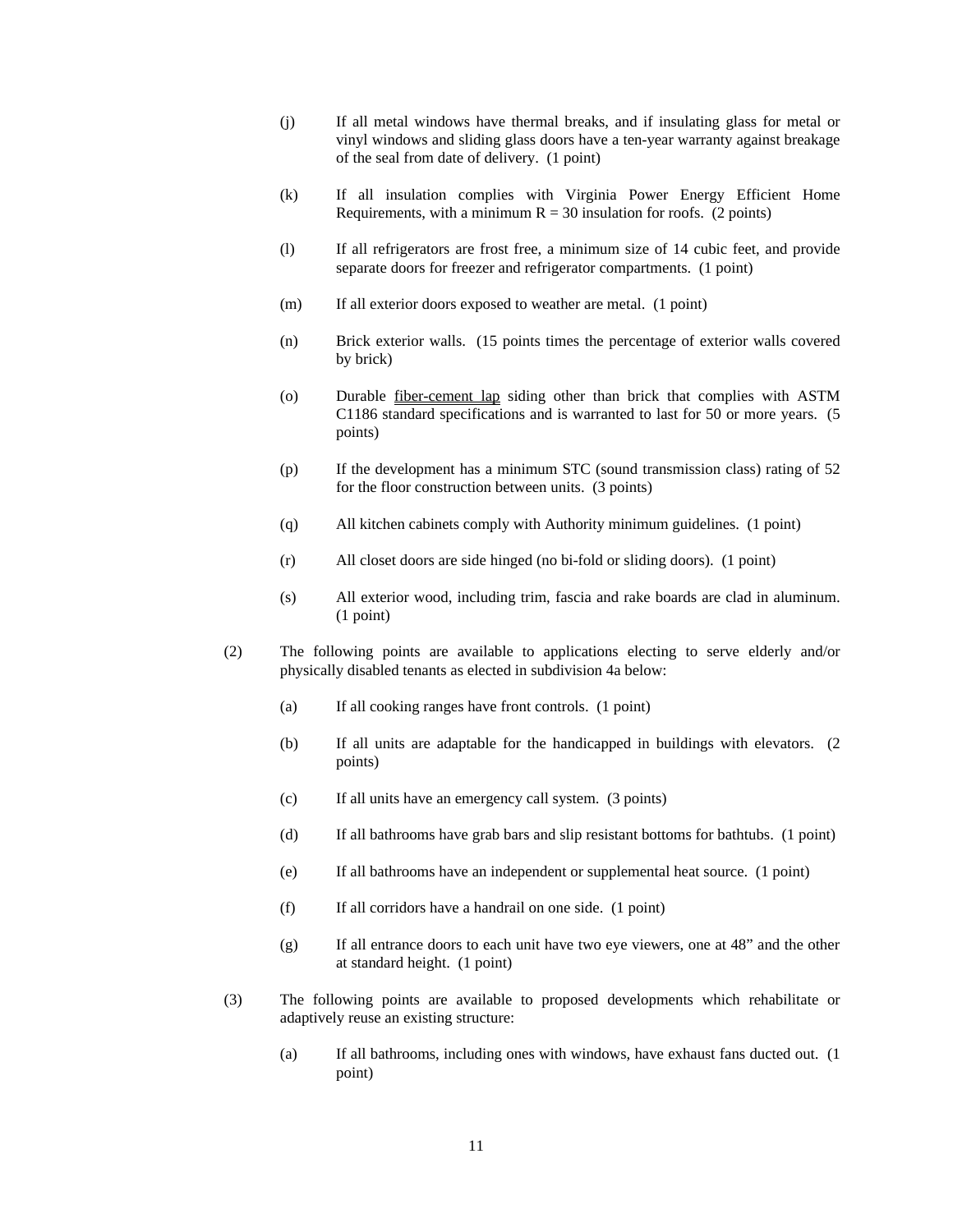(j) If all metal windows have thermal breaks, and if insulating glass for metal or vinyl windows and sliding glass doors have a ten-year warranty against breakage of the seal from date of delivery. (1 point)

(k) If all insulation complies with Virginia Power Energy Efficient Home Requirements, with a minimum R = 30 insulation for roofs. (2 points)

(l) If all refrigerators are frost free, a minimum size of 14 cubic feet, and provide separate doors for freezer and refrigerator compartments. (1 point)

(m) If all exterior doors exposed to weather are metal. (1 point)

(n) Brick exterior walls. (15 points times the percentage of exterior walls covered by brick)

(o) Durable <u>fiber-cement lap</u> siding other than brick that complies with ASTM C1186 standard specifications and is warranted to last for 50 or more years. (5 points)

(p) If the development has a minimum STC (sound transmission class) rating of 52 for the floor construction between units. (3 points)

(q) All kitchen cabinets comply with Authority minimum guidelines. (1 point)

(r) All closet doors are side hinged (no bi-fold or sliding doors). (1 point)

(s) All exterior wood, including trim, fascia and rake boards are clad in aluminum. (1 point)

(2) The following points are available to applications electing to serve elderly and/or physically disabled tenants as elected in subdivision 4a below:

(a) If all cooking ranges have front controls. (1 point)

(b) If all units are adaptable for the handicapped in buildings with elevators. (2 points)

(c) If all units have an emergency call system. (3 points)

(d) If all bathrooms have grab bars and slip resistant bottoms for bathtubs. (1 point)

(e) If all bathrooms have an independent or supplemental heat source. (1 point)

(f) If all corridors have a handrail on one side. (1 point)

(g) If all entrance doors to each unit have two eye viewers, one at 48" and the other at standard height. (1 point)

(3) The following points are available to proposed developments which rehabilitate or adaptively reuse an existing structure:

(a) If all bathrooms, including ones with windows, have exhaust fans ducted out. (1 point)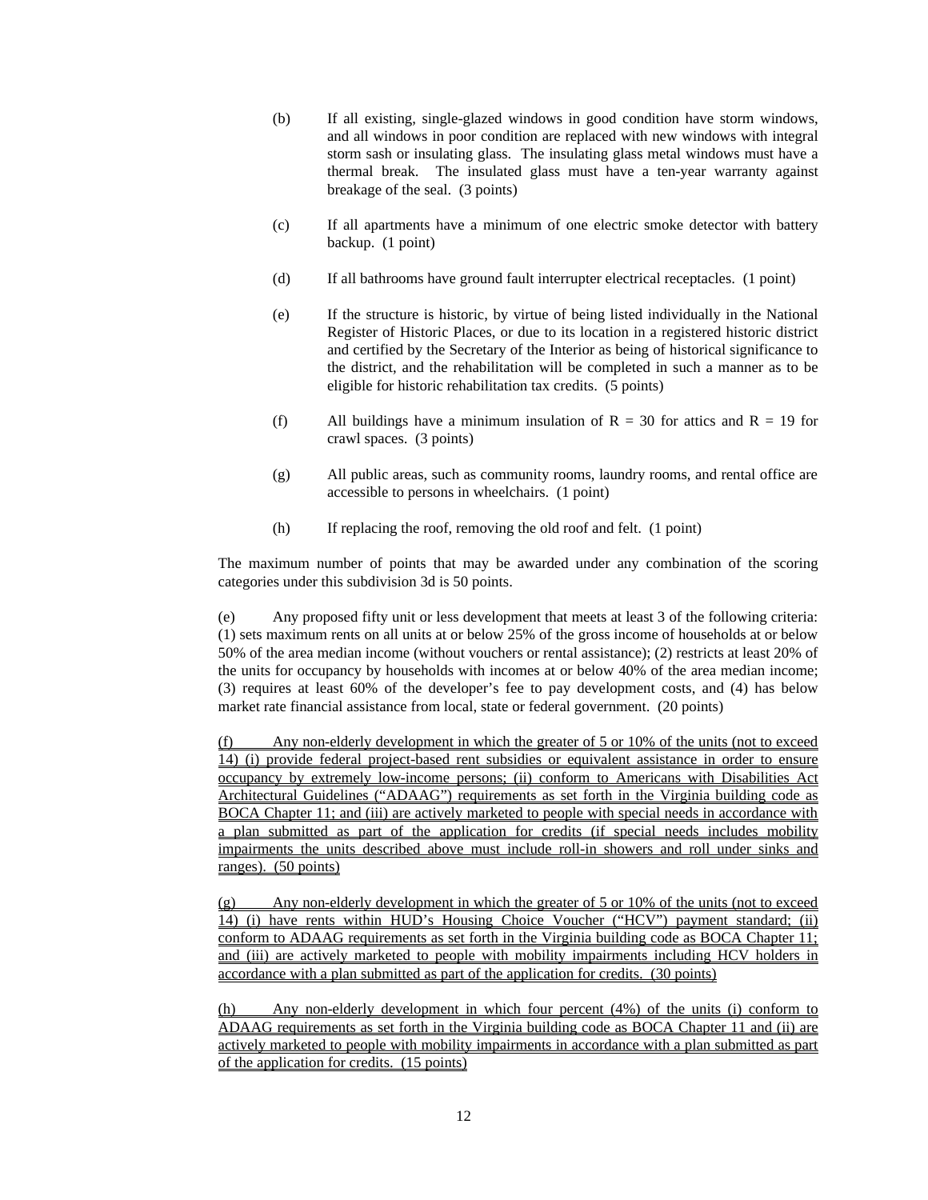(b) If all existing, single-glazed windows in good condition have storm windows, and all windows in poor condition are replaced with new windows with integral storm sash or insulating glass. The insulating glass metal windows must have a thermal break. The insulated glass must have a ten-year warranty against breakage of the seal. (3 points)

(c) If all apartments have a minimum of one electric smoke detector with battery backup. (1 point)

(d) If all bathrooms have ground fault interrupter electrical receptacles. (1 point)

(e) If the structure is historic, by virtue of being listed individually in the National Register of Historic Places, or due to its location in a registered historic district and certified by the Secretary of the Interior as being of historical significance to the district, and the rehabilitation will be completed in such a manner as to be eligible for historic rehabilitation tax credits. (5 points)

(f) All buildings have a minimum insulation of R = 30 for attics and R = 19 for crawl spaces. (3 points)

(g) All public areas, such as community rooms, laundry rooms, and rental office are accessible to persons in wheelchairs. (1 point)

(h) If replacing the roof, removing the old roof and felt. (1 point)

The maximum number of points that may be awarded under any combination of the scoring categories under this subdivision 3d is 50 points.

(e) Any proposed fifty unit or less development that meets at least 3 of the following criteria: (1) sets maximum rents on all units at or below 25% of the gross income of households at or below 50% of the area median income (without vouchers or rental assistance); (2) restricts at least 20% of the units for occupancy by households with incomes at or below 40% of the area median income; (3) requires at least 60% of the developer's fee to pay development costs, and (4) has below market rate financial assistance from local, state or federal government. (20 points)

(f) Any non-elderly development in which the greater of 5 or 10% of the units (not to exceed 14) (i) provide federal project-based rent subsidies or equivalent assistance in order to ensure occupancy by extremely low-income persons; (ii) conform to Americans with Disabilities Act Architectural Guidelines ("ADAAG") requirements as set forth in the Virginia building code as BOCA Chapter 11; and (iii) are actively marketed to people with special needs in accordance with a plan submitted as part of the application for credits (if special needs includes mobility impairments the units described above must include roll-in showers and roll under sinks and ranges). (50 points)

(g) Any non-elderly development in which the greater of 5 or 10% of the units (not to exceed 14) (i) have rents within HUD's Housing Choice Voucher ("HCV") payment standard; (ii) conform to ADAAG requirements as set forth in the Virginia building code as BOCA Chapter 11; and (iii) are actively marketed to people with mobility impairments including HCV holders in accordance with a plan submitted as part of the application for credits. (30 points)

(h) Any non-elderly development in which four percent (4%) of the units (i) conform to ADAAG requirements as set forth in the Virginia building code as BOCA Chapter 11 and (ii) are actively marketed to people with mobility impairments in accordance with a plan submitted as part of the application for credits. (15 points)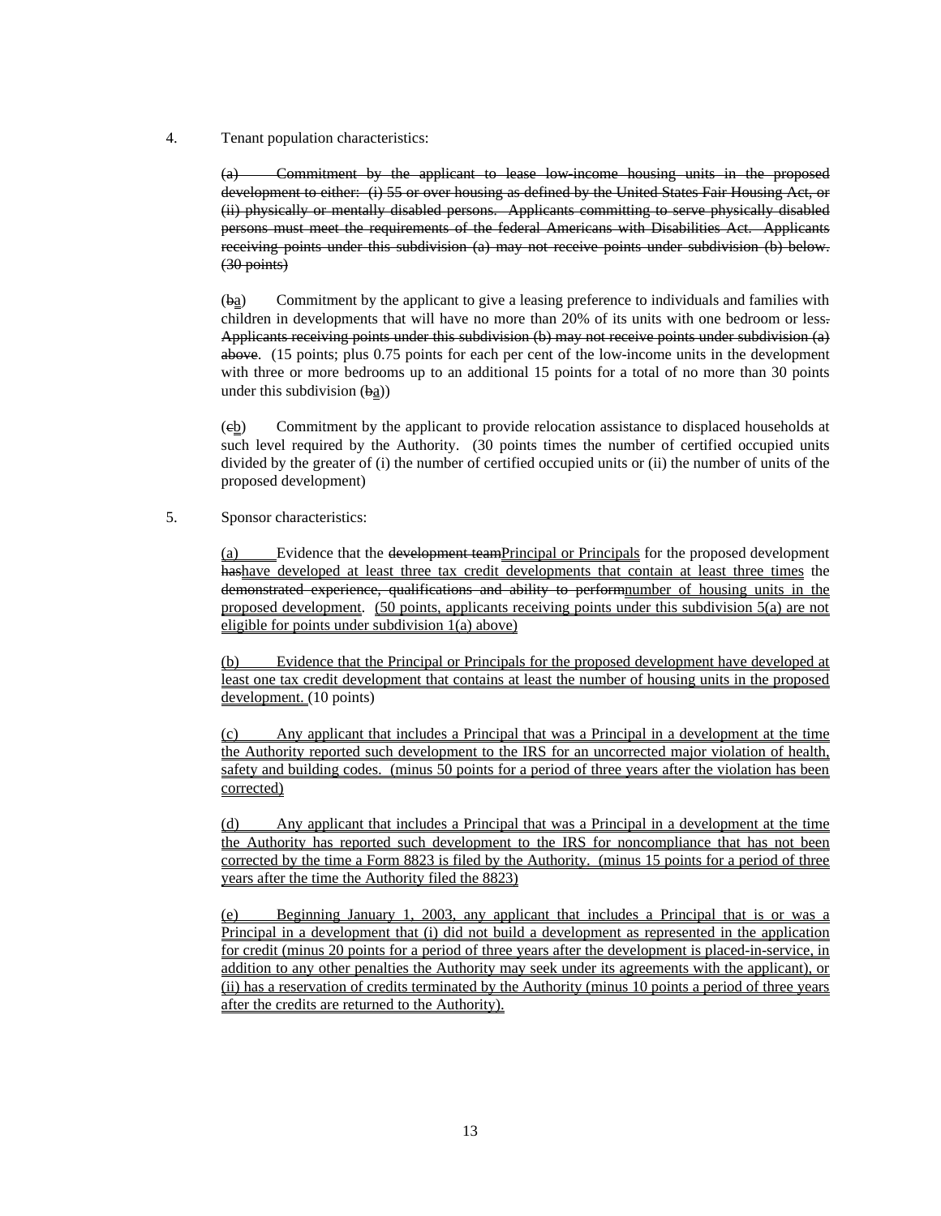4. Tenant population characteristics:

~~(a) Commitment by the applicant to lease low-income housing units in the proposed development to either: (i) 55 or over housing as defined by the United States Fair Housing Act, or (ii) physically or mentally disabled persons. Applicants committing to serve physically disabled persons must meet the requirements of the federal Americans with Disabilities Act. Applicants receiving points under this subdivision (a) may not receive points under subdivision (b) below. (30 points)~~

(~~b~~a) Commitment by the applicant to give a leasing preference to individuals and families with children in developments that will have no more than 20% of its units with one bedroom or less~~. Applicants receiving points under this subdivision (b) may not receive points under subdivision (a) above~~. (15 points; plus 0.75 points for each per cent of the low-income units in the development with three or more bedrooms up to an additional 15 points for a total of no more than 30 points under this subdivision (~~b~~a))

(~~c~~b) Commitment by the applicant to provide relocation assistance to displaced households at such level required by the Authority. (30 points times the number of certified occupied units divided by the greater of (i) the number of certified occupied units or (ii) the number of units of the proposed development)

5. Sponsor characteristics:

(a) Evidence that the ~~development team~~Principal or Principals for the proposed development ~~has~~have developed at least three tax credit developments that contain at least three times the ~~demonstrated experience, qualifications and ability to perform~~number of housing units in the proposed development. (50 points, applicants receiving points under this subdivision 5(a) are not eligible for points under subdivision 1(a) above)

(b) Evidence that the Principal or Principals for the proposed development have developed at least one tax credit development that contains at least the number of housing units in the proposed development. (10 points)

(c) Any applicant that includes a Principal that was a Principal in a development at the time the Authority reported such development to the IRS for an uncorrected major violation of health, safety and building codes. (minus 50 points for a period of three years after the violation has been corrected)

(d) Any applicant that includes a Principal that was a Principal in a development at the time the Authority has reported such development to the IRS for noncompliance that has not been corrected by the time a Form 8823 is filed by the Authority. (minus 15 points for a period of three years after the time the Authority filed the 8823)

(e) Beginning January 1, 2003, any applicant that includes a Principal that is or was a Principal in a development that (i) did not build a development as represented in the application for credit (minus 20 points for a period of three years after the development is placed-in-service, in addition to any other penalties the Authority may seek under its agreements with the applicant), or (ii) has a reservation of credits terminated by the Authority (minus 10 points a period of three years after the credits are returned to the Authority).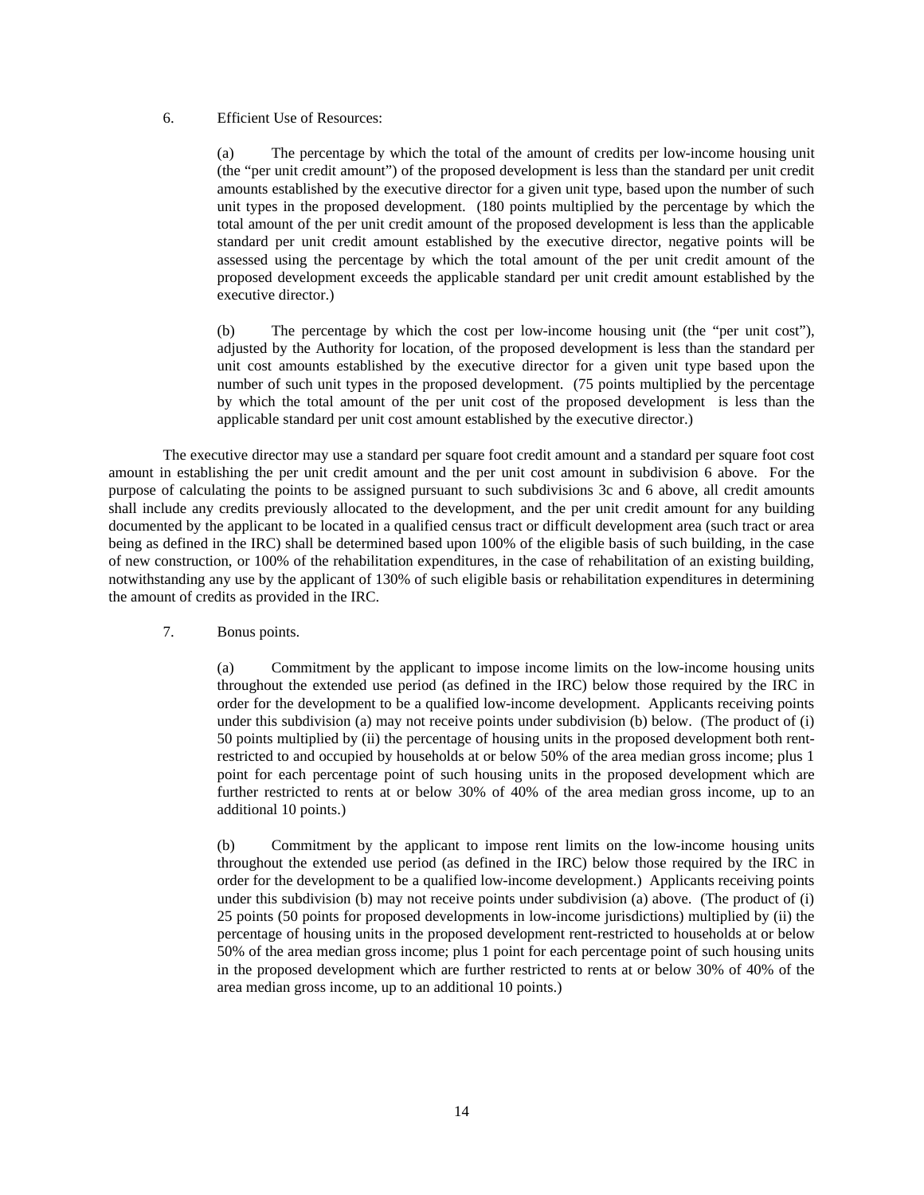6. Efficient Use of Resources:

(a) The percentage by which the total of the amount of credits per low-income housing unit (the "per unit credit amount") of the proposed development is less than the standard per unit credit amounts established by the executive director for a given unit type, based upon the number of such unit types in the proposed development. (180 points multiplied by the percentage by which the total amount of the per unit credit amount of the proposed development is less than the applicable standard per unit credit amount established by the executive director, negative points will be assessed using the percentage by which the total amount of the per unit credit amount of the proposed development exceeds the applicable standard per unit credit amount established by the executive director.)

(b) The percentage by which the cost per low-income housing unit (the "per unit cost"), adjusted by the Authority for location, of the proposed development is less than the standard per unit cost amounts established by the executive director for a given unit type based upon the number of such unit types in the proposed development. (75 points multiplied by the percentage by which the total amount of the per unit cost of the proposed development is less than the applicable standard per unit cost amount established by the executive director.)

The executive director may use a standard per square foot credit amount and a standard per square foot cost amount in establishing the per unit credit amount and the per unit cost amount in subdivision 6 above. For the purpose of calculating the points to be assigned pursuant to such subdivisions 3c and 6 above, all credit amounts shall include any credits previously allocated to the development, and the per unit credit amount for any building documented by the applicant to be located in a qualified census tract or difficult development area (such tract or area being as defined in the IRC) shall be determined based upon 100% of the eligible basis of such building, in the case of new construction, or 100% of the rehabilitation expenditures, in the case of rehabilitation of an existing building, notwithstanding any use by the applicant of 130% of such eligible basis or rehabilitation expenditures in determining the amount of credits as provided in the IRC.

7. Bonus points.

(a) Commitment by the applicant to impose income limits on the low-income housing units throughout the extended use period (as defined in the IRC) below those required by the IRC in order for the development to be a qualified low-income development. Applicants receiving points under this subdivision (a) may not receive points under subdivision (b) below. (The product of (i) 50 points multiplied by (ii) the percentage of housing units in the proposed development both rent-restricted to and occupied by households at or below 50% of the area median gross income; plus 1 point for each percentage point of such housing units in the proposed development which are further restricted to rents at or below 30% of 40% of the area median gross income, up to an additional 10 points.)

(b) Commitment by the applicant to impose rent limits on the low-income housing units throughout the extended use period (as defined in the IRC) below those required by the IRC in order for the development to be a qualified low-income development.) Applicants receiving points under this subdivision (b) may not receive points under subdivision (a) above. (The product of (i) 25 points (50 points for proposed developments in low-income jurisdictions) multiplied by (ii) the percentage of housing units in the proposed development rent-restricted to households at or below 50% of the area median gross income; plus 1 point for each percentage point of such housing units in the proposed development which are further restricted to rents at or below 30% of 40% of the area median gross income, up to an additional 10 points.)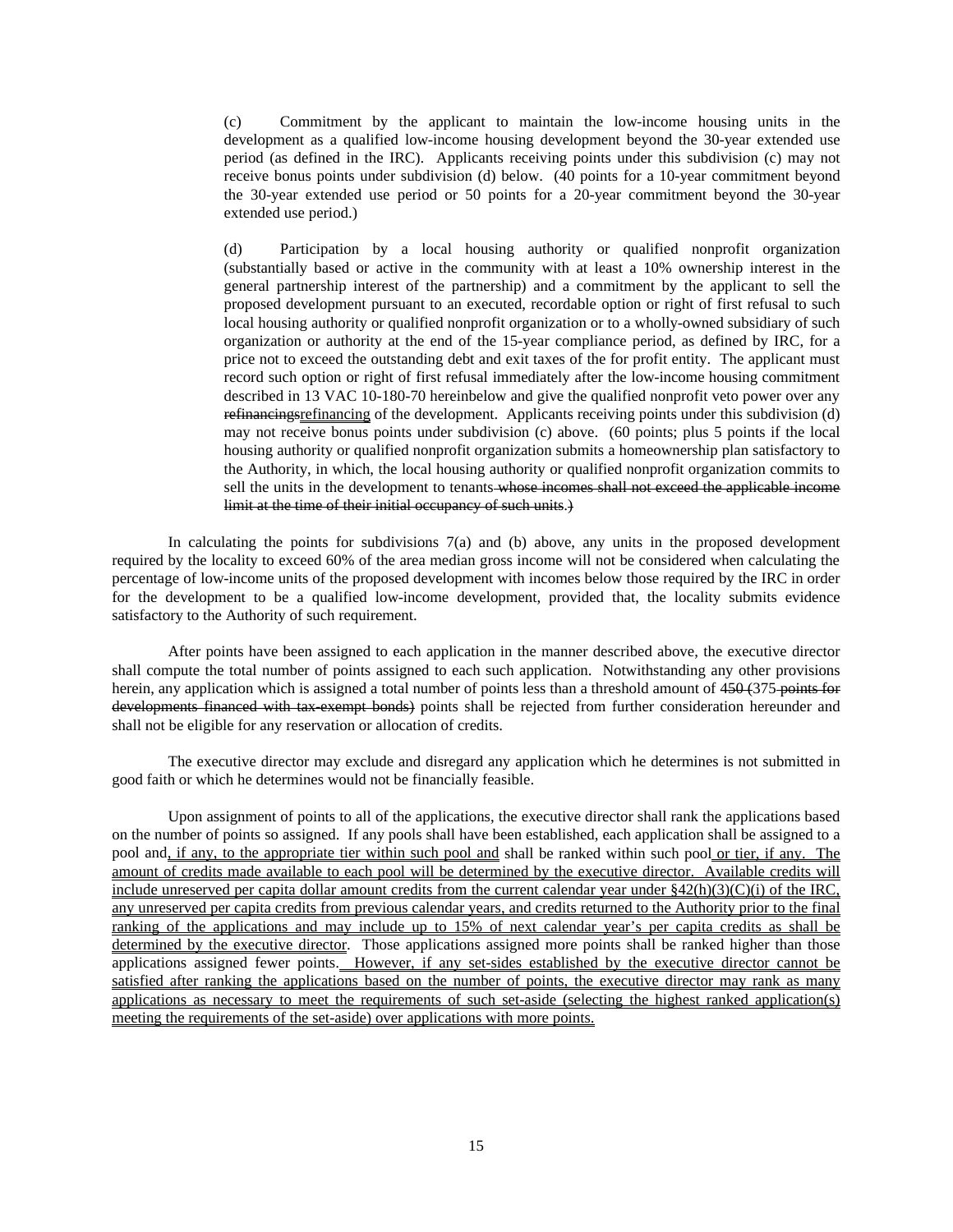(c) Commitment by the applicant to maintain the low-income housing units in the development as a qualified low-income housing development beyond the 30-year extended use period (as defined in the IRC). Applicants receiving points under this subdivision (c) may not receive bonus points under subdivision (d) below. (40 points for a 10-year commitment beyond the 30-year extended use period or 50 points for a 20-year commitment beyond the 30-year extended use period.)

(d) Participation by a local housing authority or qualified nonprofit organization (substantially based or active in the community with at least a 10% ownership interest in the general partnership interest of the partnership) and a commitment by the applicant to sell the proposed development pursuant to an executed, recordable option or right of first refusal to such local housing authority or qualified nonprofit organization or to a wholly-owned subsidiary of such organization or authority at the end of the 15-year compliance period, as defined by IRC, for a price not to exceed the outstanding debt and exit taxes of the for profit entity. The applicant must record such option or right of first refusal immediately after the low-income housing commitment described in 13 VAC 10-180-70 hereinbelow and give the qualified nonprofit veto power over any ~~refinancings~~refinancing of the development. Applicants receiving points under this subdivision (d) may not receive bonus points under subdivision (c) above. (60 points; plus 5 points if the local housing authority or qualified nonprofit organization submits a homeownership plan satisfactory to the Authority, in which, the local housing authority or qualified nonprofit organization commits to sell the units in the development to tenants ~~whose incomes shall not exceed the applicable income limit at the time of their initial occupancy of such units.~~)

In calculating the points for subdivisions 7(a) and (b) above, any units in the proposed development required by the locality to exceed 60% of the area median gross income will not be considered when calculating the percentage of low-income units of the proposed development with incomes below those required by the IRC in order for the development to be a qualified low-income development, provided that, the locality submits evidence satisfactory to the Authority of such requirement.

After points have been assigned to each application in the manner described above, the executive director shall compute the total number of points assigned to each such application. Notwithstanding any other provisions herein, any application which is assigned a total number of points less than a threshold amount of ~~450 (~~375 ~~points for developments financed with tax-exempt bonds)~~ points shall be rejected from further consideration hereunder and shall not be eligible for any reservation or allocation of credits.

The executive director may exclude and disregard any application which he determines is not submitted in good faith or which he determines would not be financially feasible.

Upon assignment of points to all of the applications, the executive director shall rank the applications based on the number of points so assigned. If any pools shall have been established, each application shall be assigned to a pool and, if any, to the appropriate tier within such pool and shall be ranked within such pool or tier, if any. The amount of credits made available to each pool will be determined by the executive director. Available credits will include unreserved per capita dollar amount credits from the current calendar year under §42(h)(3)(C)(i) of the IRC, any unreserved per capita credits from previous calendar years, and credits returned to the Authority prior to the final ranking of the applications and may include up to 15% of next calendar year's per capita credits as shall be determined by the executive director. Those applications assigned more points shall be ranked higher than those applications assigned fewer points. However, if any set-sides established by the executive director cannot be satisfied after ranking the applications based on the number of points, the executive director may rank as many applications as necessary to meet the requirements of such set-aside (selecting the highest ranked application(s) meeting the requirements of the set-aside) over applications with more points.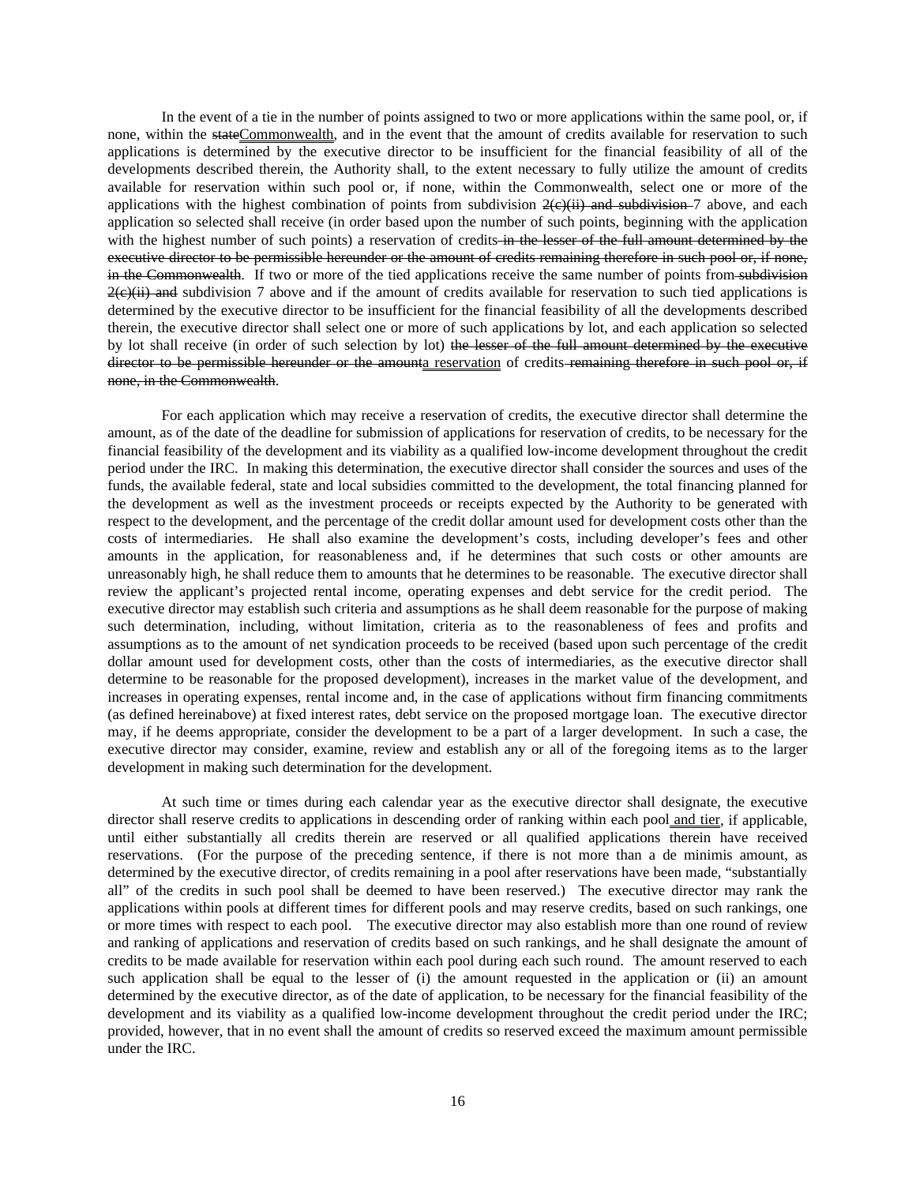In the event of a tie in the number of points assigned to two or more applications within the same pool, or, if none, within the ~~state~~<u>Commonwealth</u>, and in the event that the amount of credits available for reservation to such applications is determined by the executive director to be insufficient for the financial feasibility of all of the developments described therein, the Authority shall, to the extent necessary to fully utilize the amount of credits available for reservation within such pool or, if none, within the Commonwealth, select one or more of the applications with the highest combination of points from subdivision ~~2(c)(ii) and subdivision~~ 7 above, and each application so selected shall receive (in order based upon the number of such points, beginning with the application with the highest number of such points) a reservation of credits~~ in the lesser of the full amount determined by the executive director to be permissible hereunder or the amount of credits remaining therefore in such pool or, if none, in the Commonwealth~~. If two or more of the tied applications receive the same number of points from~~ subdivision 2(c)(ii) and~~ subdivision 7 above and if the amount of credits available for reservation to such tied applications is determined by the executive director to be insufficient for the financial feasibility of all the developments described therein, the executive director shall select one or more of such applications by lot, and each application so selected by lot shall receive (in order of such selection by lot) ~~the lesser of the full amount determined by the executive director to be permissible hereunder or the amount~~<u>a reservation</u> of credits~~ remaining therefore in such pool or, if none, in the Commonwealth~~.

For each application which may receive a reservation of credits, the executive director shall determine the amount, as of the date of the deadline for submission of applications for reservation of credits, to be necessary for the financial feasibility of the development and its viability as a qualified low-income development throughout the credit period under the IRC. In making this determination, the executive director shall consider the sources and uses of the funds, the available federal, state and local subsidies committed to the development, the total financing planned for the development as well as the investment proceeds or receipts expected by the Authority to be generated with respect to the development, and the percentage of the credit dollar amount used for development costs other than the costs of intermediaries. He shall also examine the development's costs, including developer's fees and other amounts in the application, for reasonableness and, if he determines that such costs or other amounts are unreasonably high, he shall reduce them to amounts that he determines to be reasonable. The executive director shall review the applicant's projected rental income, operating expenses and debt service for the credit period. The executive director may establish such criteria and assumptions as he shall deem reasonable for the purpose of making such determination, including, without limitation, criteria as to the reasonableness of fees and profits and assumptions as to the amount of net syndication proceeds to be received (based upon such percentage of the credit dollar amount used for development costs, other than the costs of intermediaries, as the executive director shall determine to be reasonable for the proposed development), increases in the market value of the development, and increases in operating expenses, rental income and, in the case of applications without firm financing commitments (as defined hereinabove) at fixed interest rates, debt service on the proposed mortgage loan. The executive director may, if he deems appropriate, consider the development to be a part of a larger development. In such a case, the executive director may consider, examine, review and establish any or all of the foregoing items as to the larger development in making such determination for the development.

At such time or times during each calendar year as the executive director shall designate, the executive director shall reserve credits to applications in descending order of ranking within each pool<u> and tier</u>, if applicable, until either substantially all credits therein are reserved or all qualified applications therein have received reservations. (For the purpose of the preceding sentence, if there is not more than a de minimis amount, as determined by the executive director, of credits remaining in a pool after reservations have been made, "substantially all" of the credits in such pool shall be deemed to have been reserved.) The executive director may rank the applications within pools at different times for different pools and may reserve credits, based on such rankings, one or more times with respect to each pool. The executive director may also establish more than one round of review and ranking of applications and reservation of credits based on such rankings, and he shall designate the amount of credits to be made available for reservation within each pool during each such round. The amount reserved to each such application shall be equal to the lesser of (i) the amount requested in the application or (ii) an amount determined by the executive director, as of the date of application, to be necessary for the financial feasibility of the development and its viability as a qualified low-income development throughout the credit period under the IRC; provided, however, that in no event shall the amount of credits so reserved exceed the maximum amount permissible under the IRC.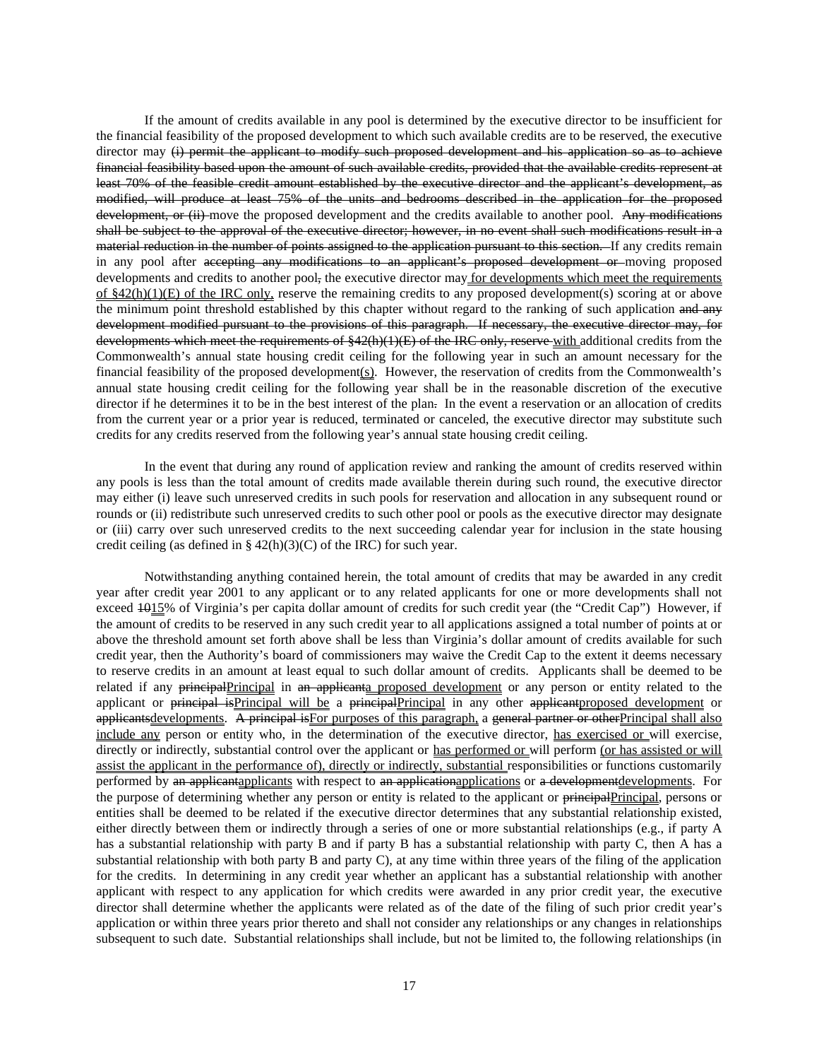If the amount of credits available in any pool is determined by the executive director to be insufficient for the financial feasibility of the proposed development to which such available credits are to be reserved, the executive director may ~~(i) permit the applicant to modify such proposed development and his application so as to achieve financial feasibility based upon the amount of such available credits, provided that the available credits represent at least 70% of the feasible credit amount established by the executive director and the applicant's development, as modified, will produce at least 75% of the units and bedrooms described in the application for the proposed development, or (ii)~~ move the proposed development and the credits available to another pool. ~~Any modifications shall be subject to the approval of the executive director; however, in no event shall such modifications result in a material reduction in the number of points assigned to the application pursuant to this section.~~ If any credits remain in any pool after ~~accepting any modifications to an applicant's proposed development or~~ moving proposed developments and credits to another pool~~,~~ the executive director may <u>for developments which meet the requirements of §42(h)(1)(E) of the IRC only,</u> reserve the remaining credits to any proposed development(s) scoring at or above the minimum point threshold established by this chapter without regard to the ranking of such application ~~and any development modified pursuant to the provisions of this paragraph. If necessary, the executive director may, for developments which meet the requirements of §42(h)(1)(E) of the IRC only, reserve~~ <u>with</u> additional credits from the Commonwealth's annual state housing credit ceiling for the following year in such an amount necessary for the financial feasibility of the proposed development<u>(s)</u>. However, the reservation of credits from the Commonwealth's annual state housing credit ceiling for the following year shall be in the reasonable discretion of the executive director if he determines it to be in the best interest of the plan~~.~~. In the event a reservation or an allocation of credits from the current year or a prior year is reduced, terminated or canceled, the executive director may substitute such credits for any credits reserved from the following year's annual state housing credit ceiling.

In the event that during any round of application review and ranking the amount of credits reserved within any pools is less than the total amount of credits made available therein during such round, the executive director may either (i) leave such unreserved credits in such pools for reservation and allocation in any subsequent round or rounds or (ii) redistribute such unreserved credits to such other pool or pools as the executive director may designate or (iii) carry over such unreserved credits to the next succeeding calendar year for inclusion in the state housing credit ceiling (as defined in § 42(h)(3)(C) of the IRC) for such year.

Notwithstanding anything contained herein, the total amount of credits that may be awarded in any credit year after credit year 2001 to any applicant or to any related applicants for one or more developments shall not exceed ~~10~~<u>15</u>% of Virginia's per capita dollar amount of credits for such credit year (the "Credit Cap") However, if the amount of credits to be reserved in any such credit year to all applications assigned a total number of points at or above the threshold amount set forth above shall be less than Virginia's dollar amount of credits available for such credit year, then the Authority's board of commissioners may waive the Credit Cap to the extent it deems necessary to reserve credits in an amount at least equal to such dollar amount of credits. Applicants shall be deemed to be related if any ~~principal~~<u>Principal</u> in ~~an applicant~~<u>a proposed development</u> or any person or entity related to the applicant or ~~principal is~~<u>Principal will be</u> a ~~principal~~<u>Principal</u> in any other ~~applicant~~<u>proposed development</u> or ~~applicants~~<u>developments</u>. ~~A principal is~~<u>For purposes of this paragraph,</u> a ~~general partner or other~~<u>Principal shall also include any</u> person or entity who, in the determination of the executive director, <u>has exercised or</u> will exercise, directly or indirectly, substantial control over the applicant or <u>has performed or</u> will perform <u>(or has assisted or will assist the applicant in the performance of), directly or indirectly, substantial</u> responsibilities or functions customarily performed by ~~an applicant~~<u>applicants</u> with respect to ~~an application~~<u>applications</u> or ~~a development~~<u>developments</u>. For the purpose of determining whether any person or entity is related to the applicant or ~~principal~~<u>Principal</u>, persons or entities shall be deemed to be related if the executive director determines that any substantial relationship existed, either directly between them or indirectly through a series of one or more substantial relationships (e.g., if party A has a substantial relationship with party B and if party B has a substantial relationship with party C, then A has a substantial relationship with both party B and party C), at any time within three years of the filing of the application for the credits. In determining in any credit year whether an applicant has a substantial relationship with another applicant with respect to any application for which credits were awarded in any prior credit year, the executive director shall determine whether the applicants were related as of the date of the filing of such prior credit year's application or within three years prior thereto and shall not consider any relationships or any changes in relationships subsequent to such date. Substantial relationships shall include, but not be limited to, the following relationships (in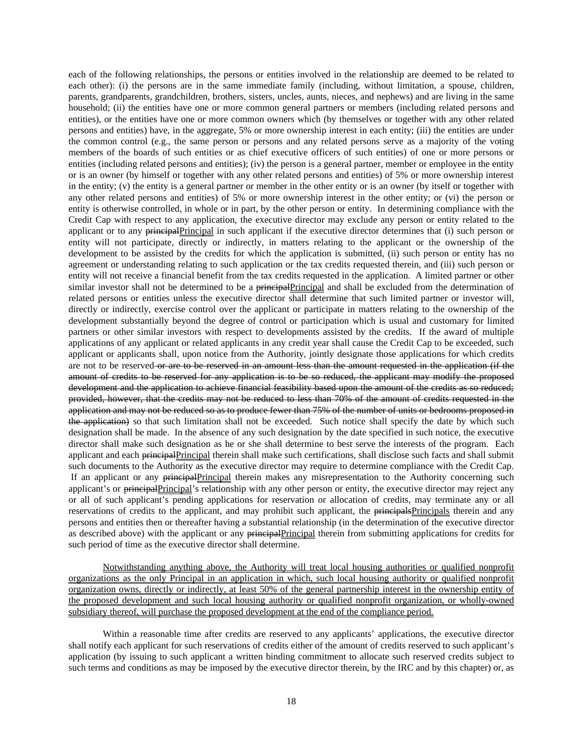each of the following relationships, the persons or entities involved in the relationship are deemed to be related to each other): (i) the persons are in the same immediate family (including, without limitation, a spouse, children, parents, grandparents, grandchildren, brothers, sisters, uncles, aunts, nieces, and nephews) and are living in the same household; (ii) the entities have one or more common general partners or members (including related persons and entities), or the entities have one or more common owners which (by themselves or together with any other related persons and entities) have, in the aggregate, 5% or more ownership interest in each entity; (iii) the entities are under the common control (e.g., the same person or persons and any related persons serve as a majority of the voting members of the boards of such entities or as chief executive officers of such entities) of one or more persons or entities (including related persons and entities); (iv) the person is a general partner, member or employee in the entity or is an owner (by himself or together with any other related persons and entities) of 5% or more ownership interest in the entity; (v) the entity is a general partner or member in the other entity or is an owner (by itself or together with any other related persons and entities) of 5% or more ownership interest in the other entity; or (vi) the person or entity is otherwise controlled, in whole or in part, by the other person or entity. In determining compliance with the Credit Cap with respect to any application, the executive director may exclude any person or entity related to the applicant or to any ~~principal~~<u>Principal</u> in such applicant if the executive director determines that (i) such person or entity will not participate, directly or indirectly, in matters relating to the applicant or the ownership of the development to be assisted by the credits for which the application is submitted, (ii) such person or entity has no agreement or understanding relating to such application or the tax credits requested therein, and (iii) such person or entity will not receive a financial benefit from the tax credits requested in the application. A limited partner or other similar investor shall not be determined to be a ~~principal~~<u>Principal</u> and shall be excluded from the determination of related persons or entities unless the executive director shall determine that such limited partner or investor will, directly or indirectly, exercise control over the applicant or participate in matters relating to the ownership of the development substantially beyond the degree of control or participation which is usual and customary for limited partners or other similar investors with respect to developments assisted by the credits. If the award of multiple applications of any applicant or related applicants in any credit year shall cause the Credit Cap to be exceeded, such applicant or applicants shall, upon notice from the Authority, jointly designate those applications for which credits are not to be reserved~~ or are to be reserved in an amount less than the amount requested in the application (if the amount of credits to be reserved for any application is to be so reduced, the applicant may modify the proposed development and the application to achieve financial feasibility based upon the amount of the credits as so reduced; provided, however, that the credits may not be reduced to less than 70% of the amount of credits requested in the application and may not be reduced so as to produce fewer than 75% of the number of units or bedrooms proposed in the application)~~ so that such limitation shall not be exceeded. Such notice shall specify the date by which such designation shall be made. In the absence of any such designation by the date specified in such notice, the executive director shall make such designation as he or she shall determine to best serve the interests of the program. Each applicant and each ~~principal~~<u>Principal</u> therein shall make such certifications, shall disclose such facts and shall submit such documents to the Authority as the executive director may require to determine compliance with the Credit Cap. If an applicant or any ~~principal~~<u>Principal</u> therein makes any misrepresentation to the Authority concerning such applicant's or ~~principal~~<u>Principal</u>'s relationship with any other person or entity, the executive director may reject any or all of such applicant's pending applications for reservation or allocation of credits, may terminate any or all reservations of credits to the applicant, and may prohibit such applicant, the ~~principals~~<u>Principals</u> therein and any persons and entities then or thereafter having a substantial relationship (in the determination of the executive director as described above) with the applicant or any ~~principal~~<u>Principal</u> therein from submitting applications for credits for such period of time as the executive director shall determine.

<u>Notwithstanding anything above, the Authority will treat local housing authorities or qualified nonprofit organizations as the only Principal in an application in which, such local housing authority or qualified nonprofit organization owns, directly or indirectly, at least 50% of the general partnership interest in the ownership entity of the proposed development and such local housing authority or qualified nonprofit organization, or wholly-owned subsidiary thereof, will purchase the proposed development at the end of the compliance period.</u>

Within a reasonable time after credits are reserved to any applicants' applications, the executive director shall notify each applicant for such reservations of credits either of the amount of credits reserved to such applicant's application (by issuing to such applicant a written binding commitment to allocate such reserved credits subject to such terms and conditions as may be imposed by the executive director therein, by the IRC and by this chapter) or, as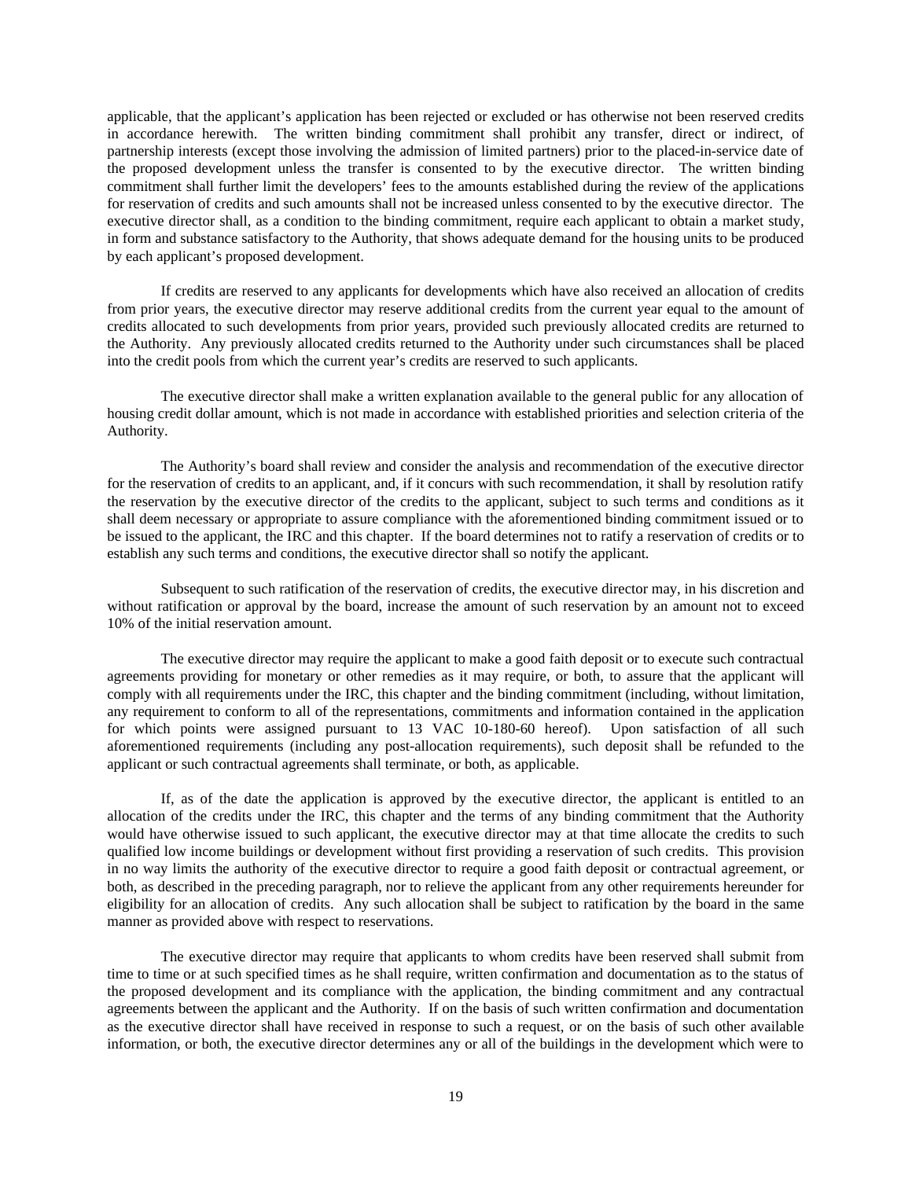applicable, that the applicant's application has been rejected or excluded or has otherwise not been reserved credits in accordance herewith. The written binding commitment shall prohibit any transfer, direct or indirect, of partnership interests (except those involving the admission of limited partners) prior to the placed-in-service date of the proposed development unless the transfer is consented to by the executive director. The written binding commitment shall further limit the developers' fees to the amounts established during the review of the applications for reservation of credits and such amounts shall not be increased unless consented to by the executive director. The executive director shall, as a condition to the binding commitment, require each applicant to obtain a market study, in form and substance satisfactory to the Authority, that shows adequate demand for the housing units to be produced by each applicant's proposed development.

If credits are reserved to any applicants for developments which have also received an allocation of credits from prior years, the executive director may reserve additional credits from the current year equal to the amount of credits allocated to such developments from prior years, provided such previously allocated credits are returned to the Authority. Any previously allocated credits returned to the Authority under such circumstances shall be placed into the credit pools from which the current year's credits are reserved to such applicants.

The executive director shall make a written explanation available to the general public for any allocation of housing credit dollar amount, which is not made in accordance with established priorities and selection criteria of the Authority.

The Authority's board shall review and consider the analysis and recommendation of the executive director for the reservation of credits to an applicant, and, if it concurs with such recommendation, it shall by resolution ratify the reservation by the executive director of the credits to the applicant, subject to such terms and conditions as it shall deem necessary or appropriate to assure compliance with the aforementioned binding commitment issued or to be issued to the applicant, the IRC and this chapter. If the board determines not to ratify a reservation of credits or to establish any such terms and conditions, the executive director shall so notify the applicant.

Subsequent to such ratification of the reservation of credits, the executive director may, in his discretion and without ratification or approval by the board, increase the amount of such reservation by an amount not to exceed 10% of the initial reservation amount.

The executive director may require the applicant to make a good faith deposit or to execute such contractual agreements providing for monetary or other remedies as it may require, or both, to assure that the applicant will comply with all requirements under the IRC, this chapter and the binding commitment (including, without limitation, any requirement to conform to all of the representations, commitments and information contained in the application for which points were assigned pursuant to 13 VAC 10-180-60 hereof). Upon satisfaction of all such aforementioned requirements (including any post-allocation requirements), such deposit shall be refunded to the applicant or such contractual agreements shall terminate, or both, as applicable.

If, as of the date the application is approved by the executive director, the applicant is entitled to an allocation of the credits under the IRC, this chapter and the terms of any binding commitment that the Authority would have otherwise issued to such applicant, the executive director may at that time allocate the credits to such qualified low income buildings or development without first providing a reservation of such credits. This provision in no way limits the authority of the executive director to require a good faith deposit or contractual agreement, or both, as described in the preceding paragraph, nor to relieve the applicant from any other requirements hereunder for eligibility for an allocation of credits. Any such allocation shall be subject to ratification by the board in the same manner as provided above with respect to reservations.

The executive director may require that applicants to whom credits have been reserved shall submit from time to time or at such specified times as he shall require, written confirmation and documentation as to the status of the proposed development and its compliance with the application, the binding commitment and any contractual agreements between the applicant and the Authority. If on the basis of such written confirmation and documentation as the executive director shall have received in response to such a request, or on the basis of such other available information, or both, the executive director determines any or all of the buildings in the development which were to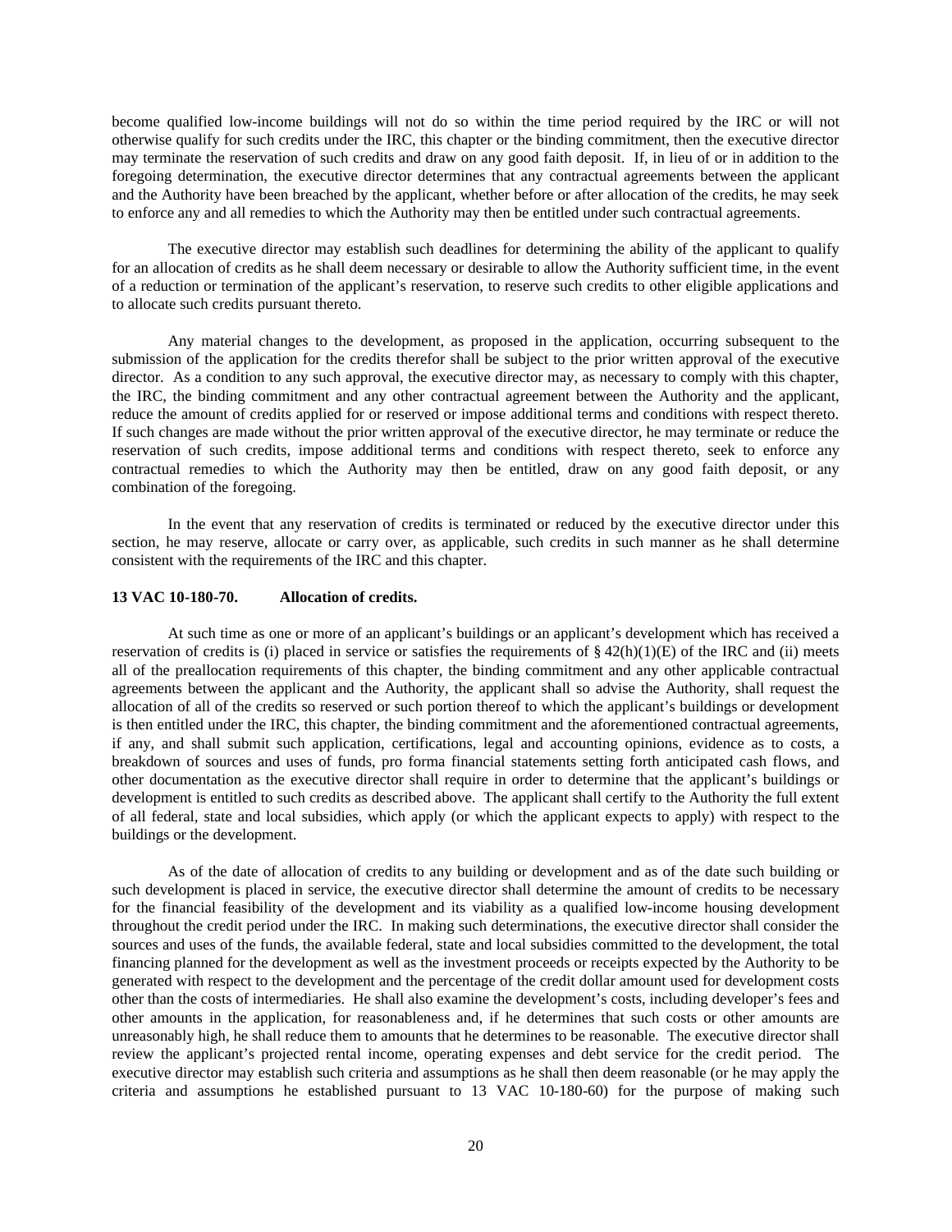become qualified low-income buildings will not do so within the time period required by the IRC or will not otherwise qualify for such credits under the IRC, this chapter or the binding commitment, then the executive director may terminate the reservation of such credits and draw on any good faith deposit. If, in lieu of or in addition to the foregoing determination, the executive director determines that any contractual agreements between the applicant and the Authority have been breached by the applicant, whether before or after allocation of the credits, he may seek to enforce any and all remedies to which the Authority may then be entitled under such contractual agreements.

The executive director may establish such deadlines for determining the ability of the applicant to qualify for an allocation of credits as he shall deem necessary or desirable to allow the Authority sufficient time, in the event of a reduction or termination of the applicant's reservation, to reserve such credits to other eligible applications and to allocate such credits pursuant thereto.

Any material changes to the development, as proposed in the application, occurring subsequent to the submission of the application for the credits therefor shall be subject to the prior written approval of the executive director. As a condition to any such approval, the executive director may, as necessary to comply with this chapter, the IRC, the binding commitment and any other contractual agreement between the Authority and the applicant, reduce the amount of credits applied for or reserved or impose additional terms and conditions with respect thereto. If such changes are made without the prior written approval of the executive director, he may terminate or reduce the reservation of such credits, impose additional terms and conditions with respect thereto, seek to enforce any contractual remedies to which the Authority may then be entitled, draw on any good faith deposit, or any combination of the foregoing.

In the event that any reservation of credits is terminated or reduced by the executive director under this section, he may reserve, allocate or carry over, as applicable, such credits in such manner as he shall determine consistent with the requirements of the IRC and this chapter.

**13 VAC 10-180-70. Allocation of credits.**

At such time as one or more of an applicant's buildings or an applicant's development which has received a reservation of credits is (i) placed in service or satisfies the requirements of § 42(h)(1)(E) of the IRC and (ii) meets all of the preallocation requirements of this chapter, the binding commitment and any other applicable contractual agreements between the applicant and the Authority, the applicant shall so advise the Authority, shall request the allocation of all of the credits so reserved or such portion thereof to which the applicant's buildings or development is then entitled under the IRC, this chapter, the binding commitment and the aforementioned contractual agreements, if any, and shall submit such application, certifications, legal and accounting opinions, evidence as to costs, a breakdown of sources and uses of funds, pro forma financial statements setting forth anticipated cash flows, and other documentation as the executive director shall require in order to determine that the applicant's buildings or development is entitled to such credits as described above. The applicant shall certify to the Authority the full extent of all federal, state and local subsidies, which apply (or which the applicant expects to apply) with respect to the buildings or the development.

As of the date of allocation of credits to any building or development and as of the date such building or such development is placed in service, the executive director shall determine the amount of credits to be necessary for the financial feasibility of the development and its viability as a qualified low-income housing development throughout the credit period under the IRC. In making such determinations, the executive director shall consider the sources and uses of the funds, the available federal, state and local subsidies committed to the development, the total financing planned for the development as well as the investment proceeds or receipts expected by the Authority to be generated with respect to the development and the percentage of the credit dollar amount used for development costs other than the costs of intermediaries. He shall also examine the development's costs, including developer's fees and other amounts in the application, for reasonableness and, if he determines that such costs or other amounts are unreasonably high, he shall reduce them to amounts that he determines to be reasonable. The executive director shall review the applicant's projected rental income, operating expenses and debt service for the credit period. The executive director may establish such criteria and assumptions as he shall then deem reasonable (or he may apply the criteria and assumptions he established pursuant to 13 VAC 10-180-60) for the purpose of making such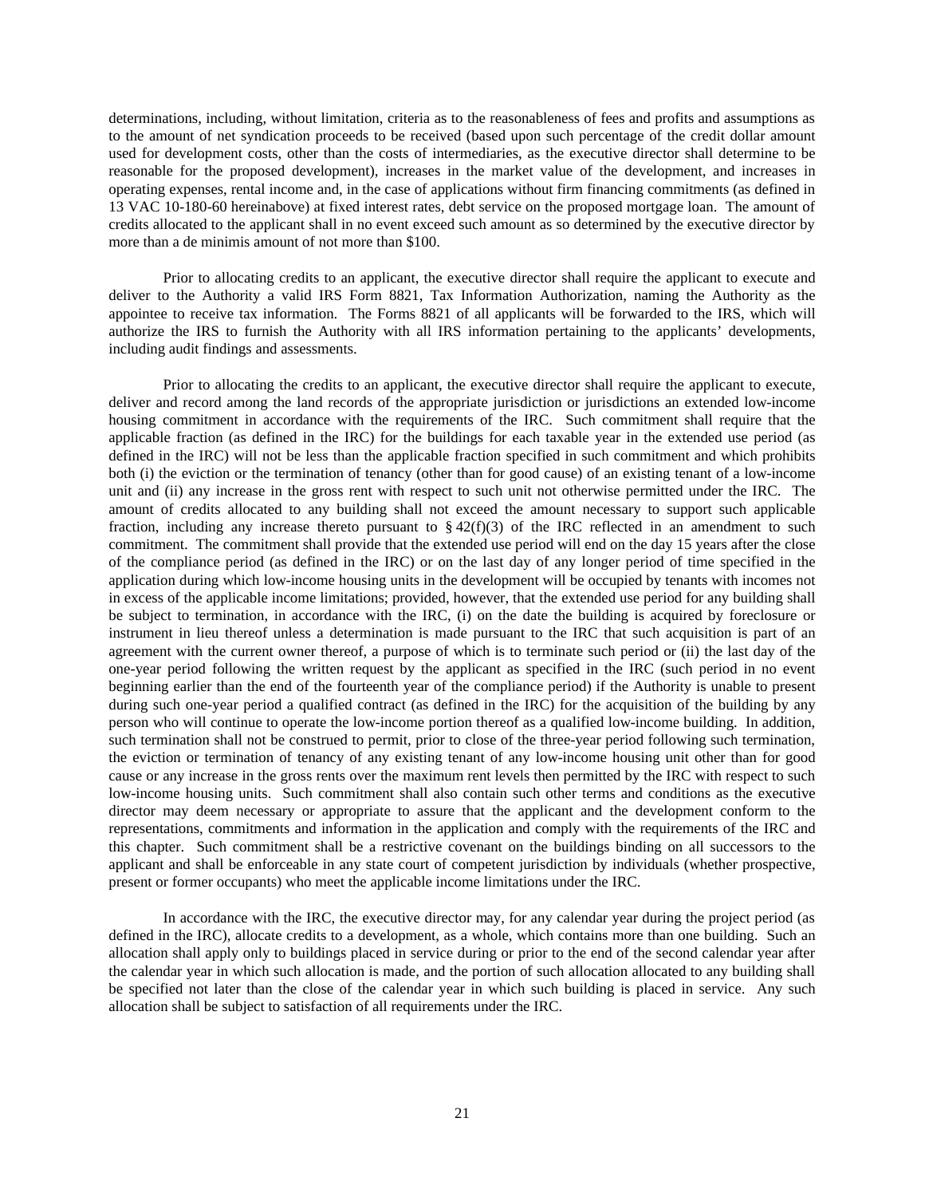determinations, including, without limitation, criteria as to the reasonableness of fees and profits and assumptions as to the amount of net syndication proceeds to be received (based upon such percentage of the credit dollar amount used for development costs, other than the costs of intermediaries, as the executive director shall determine to be reasonable for the proposed development), increases in the market value of the development, and increases in operating expenses, rental income and, in the case of applications without firm financing commitments (as defined in 13 VAC 10-180-60 hereinabove) at fixed interest rates, debt service on the proposed mortgage loan. The amount of credits allocated to the applicant shall in no event exceed such amount as so determined by the executive director by more than a de minimis amount of not more than $100.

Prior to allocating credits to an applicant, the executive director shall require the applicant to execute and deliver to the Authority a valid IRS Form 8821, Tax Information Authorization, naming the Authority as the appointee to receive tax information. The Forms 8821 of all applicants will be forwarded to the IRS, which will authorize the IRS to furnish the Authority with all IRS information pertaining to the applicants' developments, including audit findings and assessments.

Prior to allocating the credits to an applicant, the executive director shall require the applicant to execute, deliver and record among the land records of the appropriate jurisdiction or jurisdictions an extended low-income housing commitment in accordance with the requirements of the IRC. Such commitment shall require that the applicable fraction (as defined in the IRC) for the buildings for each taxable year in the extended use period (as defined in the IRC) will not be less than the applicable fraction specified in such commitment and which prohibits both (i) the eviction or the termination of tenancy (other than for good cause) of an existing tenant of a low-income unit and (ii) any increase in the gross rent with respect to such unit not otherwise permitted under the IRC. The amount of credits allocated to any building shall not exceed the amount necessary to support such applicable fraction, including any increase thereto pursuant to § 42(f)(3) of the IRC reflected in an amendment to such commitment. The commitment shall provide that the extended use period will end on the day 15 years after the close of the compliance period (as defined in the IRC) or on the last day of any longer period of time specified in the application during which low-income housing units in the development will be occupied by tenants with incomes not in excess of the applicable income limitations; provided, however, that the extended use period for any building shall be subject to termination, in accordance with the IRC, (i) on the date the building is acquired by foreclosure or instrument in lieu thereof unless a determination is made pursuant to the IRC that such acquisition is part of an agreement with the current owner thereof, a purpose of which is to terminate such period or (ii) the last day of the one-year period following the written request by the applicant as specified in the IRC (such period in no event beginning earlier than the end of the fourteenth year of the compliance period) if the Authority is unable to present during such one-year period a qualified contract (as defined in the IRC) for the acquisition of the building by any person who will continue to operate the low-income portion thereof as a qualified low-income building. In addition, such termination shall not be construed to permit, prior to close of the three-year period following such termination, the eviction or termination of tenancy of any existing tenant of any low-income housing unit other than for good cause or any increase in the gross rents over the maximum rent levels then permitted by the IRC with respect to such low-income housing units. Such commitment shall also contain such other terms and conditions as the executive director may deem necessary or appropriate to assure that the applicant and the development conform to the representations, commitments and information in the application and comply with the requirements of the IRC and this chapter. Such commitment shall be a restrictive covenant on the buildings binding on all successors to the applicant and shall be enforceable in any state court of competent jurisdiction by individuals (whether prospective, present or former occupants) who meet the applicable income limitations under the IRC.

In accordance with the IRC, the executive director may, for any calendar year during the project period (as defined in the IRC), allocate credits to a development, as a whole, which contains more than one building. Such an allocation shall apply only to buildings placed in service during or prior to the end of the second calendar year after the calendar year in which such allocation is made, and the portion of such allocation allocated to any building shall be specified not later than the close of the calendar year in which such building is placed in service. Any such allocation shall be subject to satisfaction of all requirements under the IRC.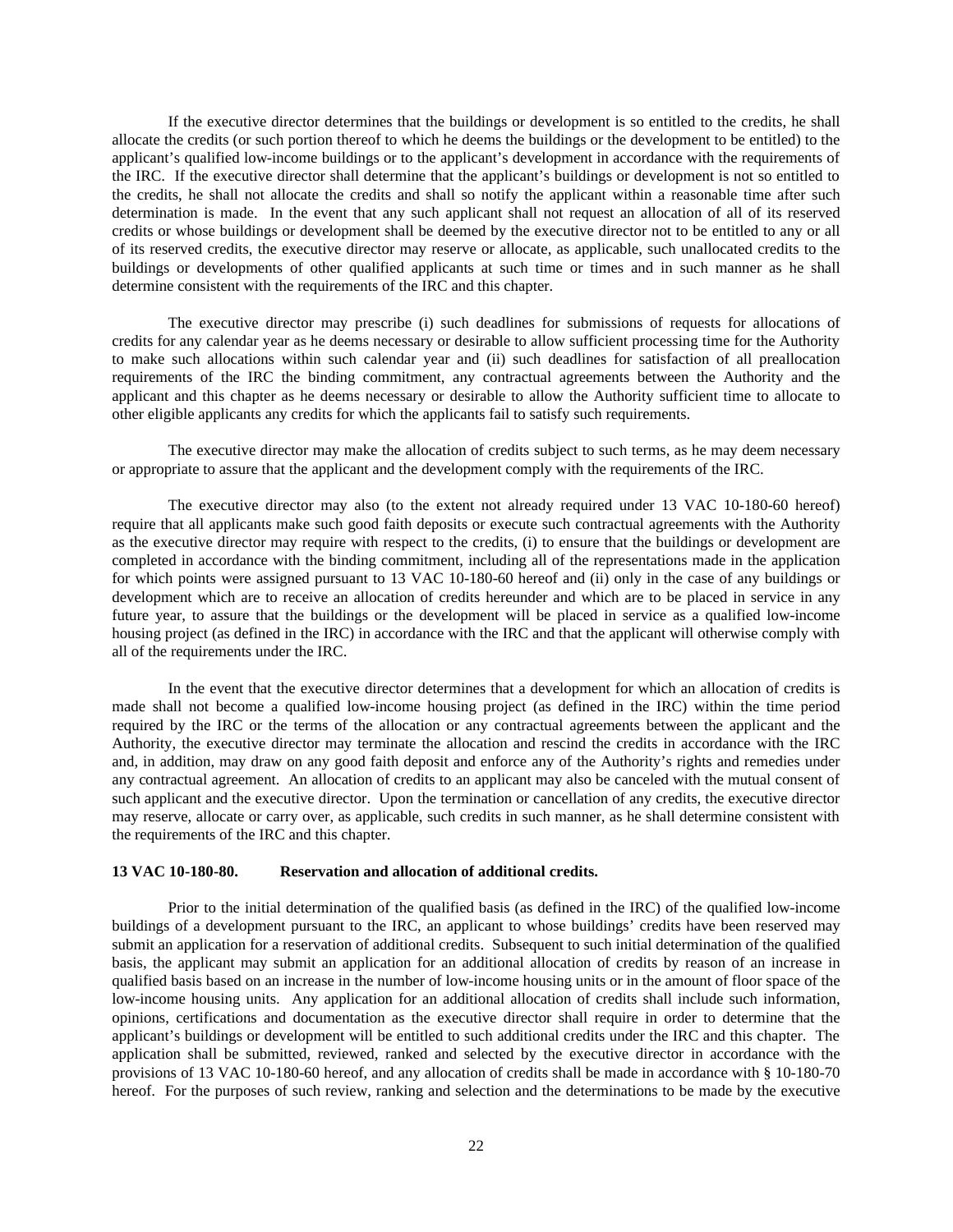If the executive director determines that the buildings or development is so entitled to the credits, he shall allocate the credits (or such portion thereof to which he deems the buildings or the development to be entitled) to the applicant's qualified low-income buildings or to the applicant's development in accordance with the requirements of the IRC. If the executive director shall determine that the applicant's buildings or development is not so entitled to the credits, he shall not allocate the credits and shall so notify the applicant within a reasonable time after such determination is made. In the event that any such applicant shall not request an allocation of all of its reserved credits or whose buildings or development shall be deemed by the executive director not to be entitled to any or all of its reserved credits, the executive director may reserve or allocate, as applicable, such unallocated credits to the buildings or developments of other qualified applicants at such time or times and in such manner as he shall determine consistent with the requirements of the IRC and this chapter.

The executive director may prescribe (i) such deadlines for submissions of requests for allocations of credits for any calendar year as he deems necessary or desirable to allow sufficient processing time for the Authority to make such allocations within such calendar year and (ii) such deadlines for satisfaction of all preallocation requirements of the IRC the binding commitment, any contractual agreements between the Authority and the applicant and this chapter as he deems necessary or desirable to allow the Authority sufficient time to allocate to other eligible applicants any credits for which the applicants fail to satisfy such requirements.

The executive director may make the allocation of credits subject to such terms, as he may deem necessary or appropriate to assure that the applicant and the development comply with the requirements of the IRC.

The executive director may also (to the extent not already required under 13 VAC 10-180-60 hereof) require that all applicants make such good faith deposits or execute such contractual agreements with the Authority as the executive director may require with respect to the credits, (i) to ensure that the buildings or development are completed in accordance with the binding commitment, including all of the representations made in the application for which points were assigned pursuant to 13 VAC 10-180-60 hereof and (ii) only in the case of any buildings or development which are to receive an allocation of credits hereunder and which are to be placed in service in any future year, to assure that the buildings or the development will be placed in service as a qualified low-income housing project (as defined in the IRC) in accordance with the IRC and that the applicant will otherwise comply with all of the requirements under the IRC.

In the event that the executive director determines that a development for which an allocation of credits is made shall not become a qualified low-income housing project (as defined in the IRC) within the time period required by the IRC or the terms of the allocation or any contractual agreements between the applicant and the Authority, the executive director may terminate the allocation and rescind the credits in accordance with the IRC and, in addition, may draw on any good faith deposit and enforce any of the Authority's rights and remedies under any contractual agreement. An allocation of credits to an applicant may also be canceled with the mutual consent of such applicant and the executive director. Upon the termination or cancellation of any credits, the executive director may reserve, allocate or carry over, as applicable, such credits in such manner, as he shall determine consistent with the requirements of the IRC and this chapter.

**13 VAC 10-180-80. Reservation and allocation of additional credits.**

Prior to the initial determination of the qualified basis (as defined in the IRC) of the qualified low-income buildings of a development pursuant to the IRC, an applicant to whose buildings' credits have been reserved may submit an application for a reservation of additional credits. Subsequent to such initial determination of the qualified basis, the applicant may submit an application for an additional allocation of credits by reason of an increase in qualified basis based on an increase in the number of low-income housing units or in the amount of floor space of the low-income housing units. Any application for an additional allocation of credits shall include such information, opinions, certifications and documentation as the executive director shall require in order to determine that the applicant's buildings or development will be entitled to such additional credits under the IRC and this chapter. The application shall be submitted, reviewed, ranked and selected by the executive director in accordance with the provisions of 13 VAC 10-180-60 hereof, and any allocation of credits shall be made in accordance with § 10-180-70 hereof. For the purposes of such review, ranking and selection and the determinations to be made by the executive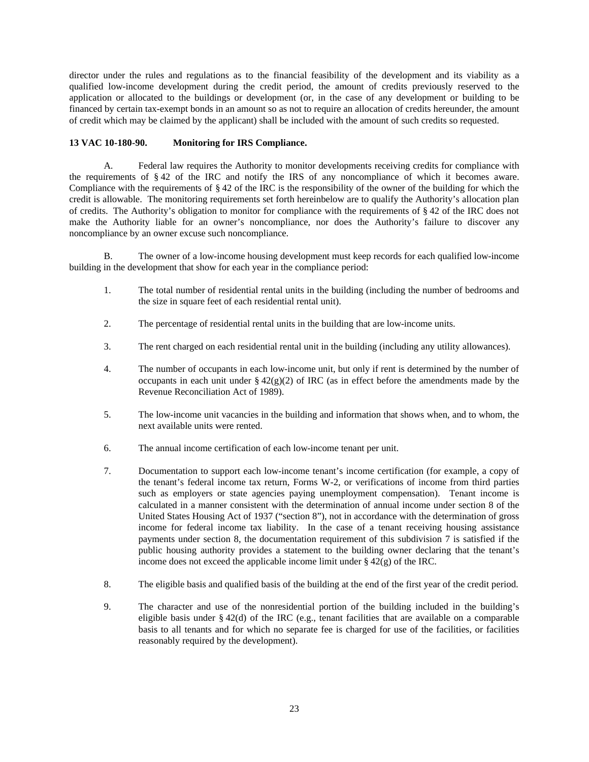director under the rules and regulations as to the financial feasibility of the development and its viability as a qualified low-income development during the credit period, the amount of credits previously reserved to the application or allocated to the buildings or development (or, in the case of any development or building to be financed by certain tax-exempt bonds in an amount so as not to require an allocation of credits hereunder, the amount of credit which may be claimed by the applicant) shall be included with the amount of such credits so requested.

**13 VAC 10-180-90. Monitoring for IRS Compliance.**

A. Federal law requires the Authority to monitor developments receiving credits for compliance with the requirements of § 42 of the IRC and notify the IRS of any noncompliance of which it becomes aware. Compliance with the requirements of § 42 of the IRC is the responsibility of the owner of the building for which the credit is allowable. The monitoring requirements set forth hereinbelow are to qualify the Authority's allocation plan of credits. The Authority's obligation to monitor for compliance with the requirements of § 42 of the IRC does not make the Authority liable for an owner's noncompliance, nor does the Authority's failure to discover any noncompliance by an owner excuse such noncompliance.

B. The owner of a low-income housing development must keep records for each qualified low-income building in the development that show for each year in the compliance period:

1. The total number of residential rental units in the building (including the number of bedrooms and the size in square feet of each residential rental unit).

2. The percentage of residential rental units in the building that are low-income units.

3. The rent charged on each residential rental unit in the building (including any utility allowances).

4. The number of occupants in each low-income unit, but only if rent is determined by the number of occupants in each unit under § 42(g)(2) of IRC (as in effect before the amendments made by the Revenue Reconciliation Act of 1989).

5. The low-income unit vacancies in the building and information that shows when, and to whom, the next available units were rented.

6. The annual income certification of each low-income tenant per unit.

7. Documentation to support each low-income tenant's income certification (for example, a copy of the tenant's federal income tax return, Forms W-2, or verifications of income from third parties such as employers or state agencies paying unemployment compensation). Tenant income is calculated in a manner consistent with the determination of annual income under section 8 of the United States Housing Act of 1937 ("section 8"), not in accordance with the determination of gross income for federal income tax liability. In the case of a tenant receiving housing assistance payments under section 8, the documentation requirement of this subdivision 7 is satisfied if the public housing authority provides a statement to the building owner declaring that the tenant's income does not exceed the applicable income limit under § 42(g) of the IRC.

8. The eligible basis and qualified basis of the building at the end of the first year of the credit period.

9. The character and use of the nonresidential portion of the building included in the building's eligible basis under § 42(d) of the IRC (e.g., tenant facilities that are available on a comparable basis to all tenants and for which no separate fee is charged for use of the facilities, or facilities reasonably required by the development).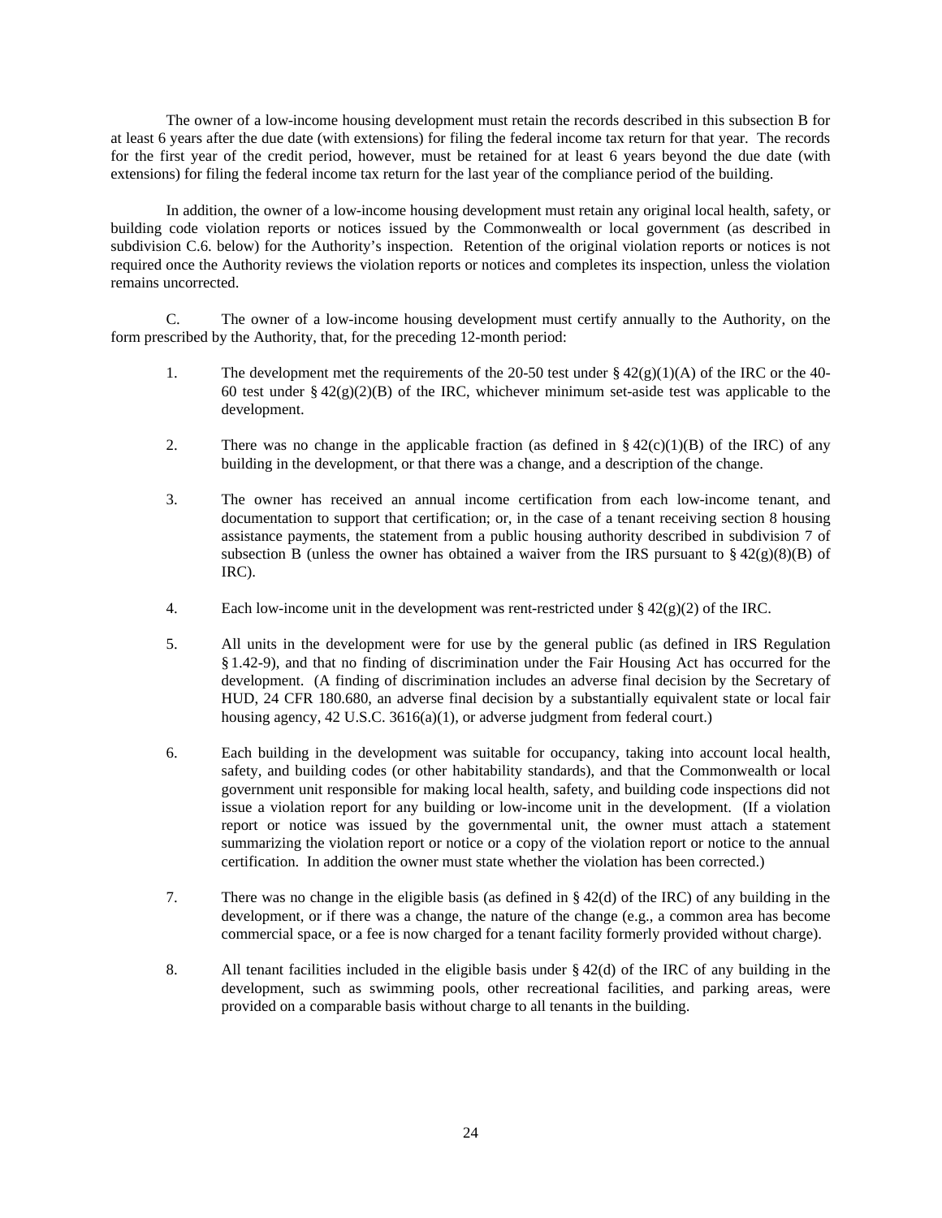The owner of a low-income housing development must retain the records described in this subsection B for at least 6 years after the due date (with extensions) for filing the federal income tax return for that year. The records for the first year of the credit period, however, must be retained for at least 6 years beyond the due date (with extensions) for filing the federal income tax return for the last year of the compliance period of the building.

In addition, the owner of a low-income housing development must retain any original local health, safety, or building code violation reports or notices issued by the Commonwealth or local government (as described in subdivision C.6. below) for the Authority's inspection. Retention of the original violation reports or notices is not required once the Authority reviews the violation reports or notices and completes its inspection, unless the violation remains uncorrected.

C. The owner of a low-income housing development must certify annually to the Authority, on the form prescribed by the Authority, that, for the preceding 12-month period:

1. The development met the requirements of the 20-50 test under § 42(g)(1)(A) of the IRC or the 40-60 test under § 42(g)(2)(B) of the IRC, whichever minimum set-aside test was applicable to the development.

2. There was no change in the applicable fraction (as defined in § 42(c)(1)(B) of the IRC) of any building in the development, or that there was a change, and a description of the change.

3. The owner has received an annual income certification from each low-income tenant, and documentation to support that certification; or, in the case of a tenant receiving section 8 housing assistance payments, the statement from a public housing authority described in subdivision 7 of subsection B (unless the owner has obtained a waiver from the IRS pursuant to § 42(g)(8)(B) of IRC).

4. Each low-income unit in the development was rent-restricted under § 42(g)(2) of the IRC.

5. All units in the development were for use by the general public (as defined in IRS Regulation § 1.42-9), and that no finding of discrimination under the Fair Housing Act has occurred for the development. (A finding of discrimination includes an adverse final decision by the Secretary of HUD, 24 CFR 180.680, an adverse final decision by a substantially equivalent state or local fair housing agency, 42 U.S.C. 3616(a)(1), or adverse judgment from federal court.)

6. Each building in the development was suitable for occupancy, taking into account local health, safety, and building codes (or other habitability standards), and that the Commonwealth or local government unit responsible for making local health, safety, and building code inspections did not issue a violation report for any building or low-income unit in the development. (If a violation report or notice was issued by the governmental unit, the owner must attach a statement summarizing the violation report or notice or a copy of the violation report or notice to the annual certification. In addition the owner must state whether the violation has been corrected.)

7. There was no change in the eligible basis (as defined in § 42(d) of the IRC) of any building in the development, or if there was a change, the nature of the change (e.g., a common area has become commercial space, or a fee is now charged for a tenant facility formerly provided without charge).

8. All tenant facilities included in the eligible basis under § 42(d) of the IRC of any building in the development, such as swimming pools, other recreational facilities, and parking areas, were provided on a comparable basis without charge to all tenants in the building.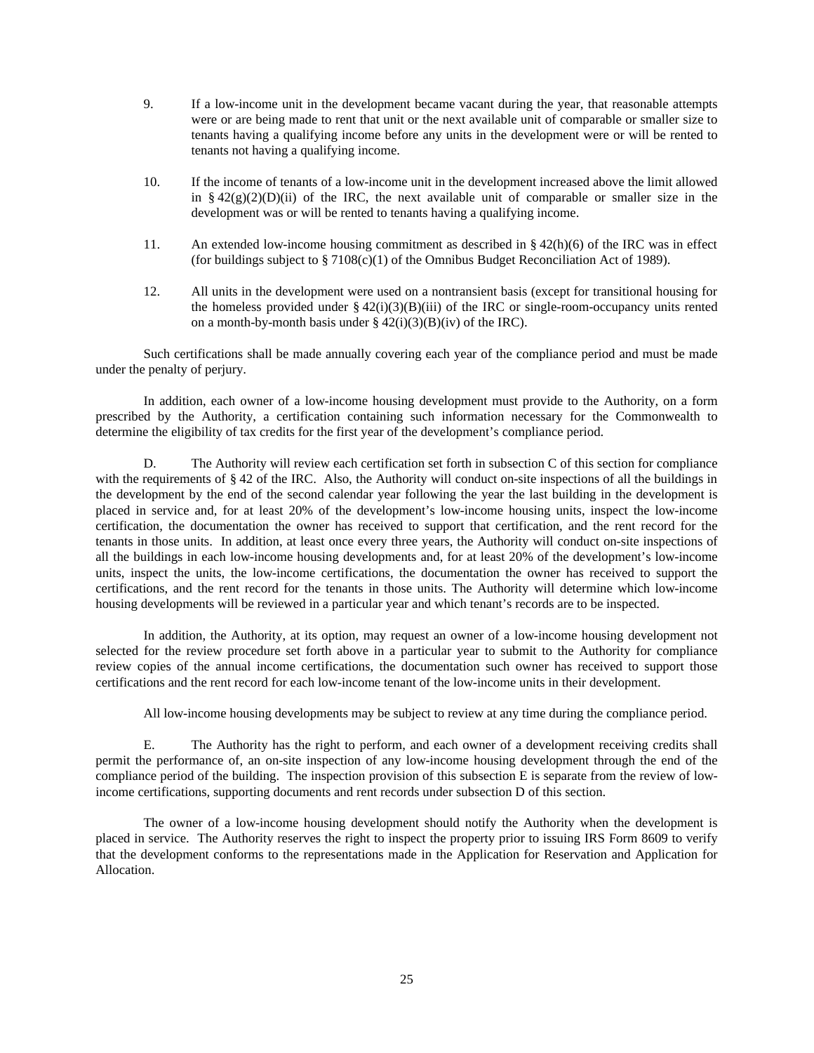9. If a low-income unit in the development became vacant during the year, that reasonable attempts were or are being made to rent that unit or the next available unit of comparable or smaller size to tenants having a qualifying income before any units in the development were or will be rented to tenants not having a qualifying income.

10. If the income of tenants of a low-income unit in the development increased above the limit allowed in § 42(g)(2)(D)(ii) of the IRC, the next available unit of comparable or smaller size in the development was or will be rented to tenants having a qualifying income.

11. An extended low-income housing commitment as described in § 42(h)(6) of the IRC was in effect (for buildings subject to § 7108(c)(1) of the Omnibus Budget Reconciliation Act of 1989).

12. All units in the development were used on a nontransient basis (except for transitional housing for the homeless provided under § 42(i)(3)(B)(iii) of the IRC or single-room-occupancy units rented on a month-by-month basis under § 42(i)(3)(B)(iv) of the IRC).

Such certifications shall be made annually covering each year of the compliance period and must be made under the penalty of perjury.

In addition, each owner of a low-income housing development must provide to the Authority, on a form prescribed by the Authority, a certification containing such information necessary for the Commonwealth to determine the eligibility of tax credits for the first year of the development's compliance period.

D. The Authority will review each certification set forth in subsection C of this section for compliance with the requirements of § 42 of the IRC. Also, the Authority will conduct on-site inspections of all the buildings in the development by the end of the second calendar year following the year the last building in the development is placed in service and, for at least 20% of the development's low-income housing units, inspect the low-income certification, the documentation the owner has received to support that certification, and the rent record for the tenants in those units. In addition, at least once every three years, the Authority will conduct on-site inspections of all the buildings in each low-income housing developments and, for at least 20% of the development's low-income units, inspect the units, the low-income certifications, the documentation the owner has received to support the certifications, and the rent record for the tenants in those units. The Authority will determine which low-income housing developments will be reviewed in a particular year and which tenant's records are to be inspected.

In addition, the Authority, at its option, may request an owner of a low-income housing development not selected for the review procedure set forth above in a particular year to submit to the Authority for compliance review copies of the annual income certifications, the documentation such owner has received to support those certifications and the rent record for each low-income tenant of the low-income units in their development.

All low-income housing developments may be subject to review at any time during the compliance period.

E. The Authority has the right to perform, and each owner of a development receiving credits shall permit the performance of, an on-site inspection of any low-income housing development through the end of the compliance period of the building. The inspection provision of this subsection E is separate from the review of low-income certifications, supporting documents and rent records under subsection D of this section.

The owner of a low-income housing development should notify the Authority when the development is placed in service. The Authority reserves the right to inspect the property prior to issuing IRS Form 8609 to verify that the development conforms to the representations made in the Application for Reservation and Application for Allocation.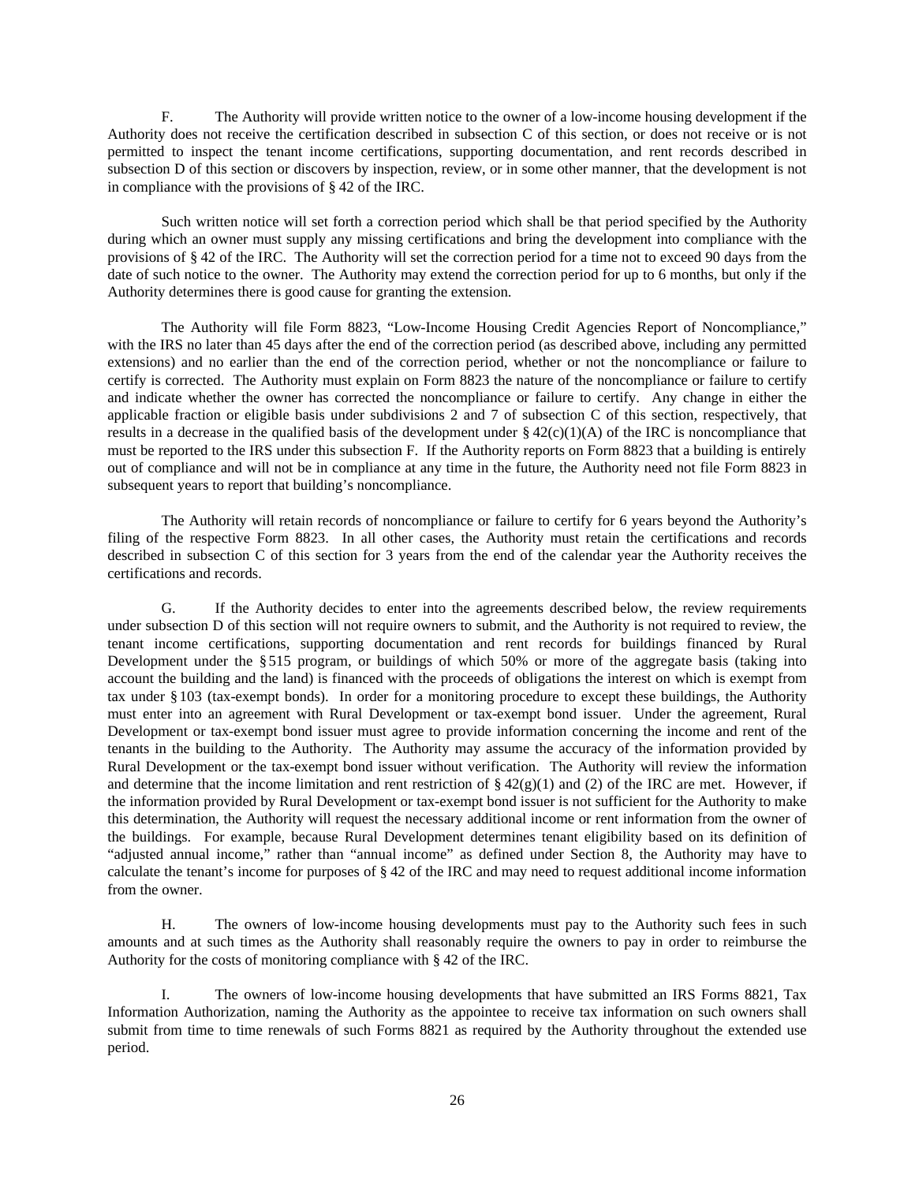F. The Authority will provide written notice to the owner of a low-income housing development if the Authority does not receive the certification described in subsection C of this section, or does not receive or is not permitted to inspect the tenant income certifications, supporting documentation, and rent records described in subsection D of this section or discovers by inspection, review, or in some other manner, that the development is not in compliance with the provisions of § 42 of the IRC.

Such written notice will set forth a correction period which shall be that period specified by the Authority during which an owner must supply any missing certifications and bring the development into compliance with the provisions of § 42 of the IRC. The Authority will set the correction period for a time not to exceed 90 days from the date of such notice to the owner. The Authority may extend the correction period for up to 6 months, but only if the Authority determines there is good cause for granting the extension.

The Authority will file Form 8823, "Low-Income Housing Credit Agencies Report of Noncompliance," with the IRS no later than 45 days after the end of the correction period (as described above, including any permitted extensions) and no earlier than the end of the correction period, whether or not the noncompliance or failure to certify is corrected. The Authority must explain on Form 8823 the nature of the noncompliance or failure to certify and indicate whether the owner has corrected the noncompliance or failure to certify. Any change in either the applicable fraction or eligible basis under subdivisions 2 and 7 of subsection C of this section, respectively, that results in a decrease in the qualified basis of the development under § 42(c)(1)(A) of the IRC is noncompliance that must be reported to the IRS under this subsection F. If the Authority reports on Form 8823 that a building is entirely out of compliance and will not be in compliance at any time in the future, the Authority need not file Form 8823 in subsequent years to report that building's noncompliance.

The Authority will retain records of noncompliance or failure to certify for 6 years beyond the Authority's filing of the respective Form 8823. In all other cases, the Authority must retain the certifications and records described in subsection C of this section for 3 years from the end of the calendar year the Authority receives the certifications and records.

G. If the Authority decides to enter into the agreements described below, the review requirements under subsection D of this section will not require owners to submit, and the Authority is not required to review, the tenant income certifications, supporting documentation and rent records for buildings financed by Rural Development under the § 515 program, or buildings of which 50% or more of the aggregate basis (taking into account the building and the land) is financed with the proceeds of obligations the interest on which is exempt from tax under § 103 (tax-exempt bonds). In order for a monitoring procedure to except these buildings, the Authority must enter into an agreement with Rural Development or tax-exempt bond issuer. Under the agreement, Rural Development or tax-exempt bond issuer must agree to provide information concerning the income and rent of the tenants in the building to the Authority. The Authority may assume the accuracy of the information provided by Rural Development or the tax-exempt bond issuer without verification. The Authority will review the information and determine that the income limitation and rent restriction of § 42(g)(1) and (2) of the IRC are met. However, if the information provided by Rural Development or tax-exempt bond issuer is not sufficient for the Authority to make this determination, the Authority will request the necessary additional income or rent information from the owner of the buildings. For example, because Rural Development determines tenant eligibility based on its definition of "adjusted annual income," rather than "annual income" as defined under Section 8, the Authority may have to calculate the tenant's income for purposes of § 42 of the IRC and may need to request additional income information from the owner.

H. The owners of low-income housing developments must pay to the Authority such fees in such amounts and at such times as the Authority shall reasonably require the owners to pay in order to reimburse the Authority for the costs of monitoring compliance with § 42 of the IRC.

I. The owners of low-income housing developments that have submitted an IRS Forms 8821, Tax Information Authorization, naming the Authority as the appointee to receive tax information on such owners shall submit from time to time renewals of such Forms 8821 as required by the Authority throughout the extended use period.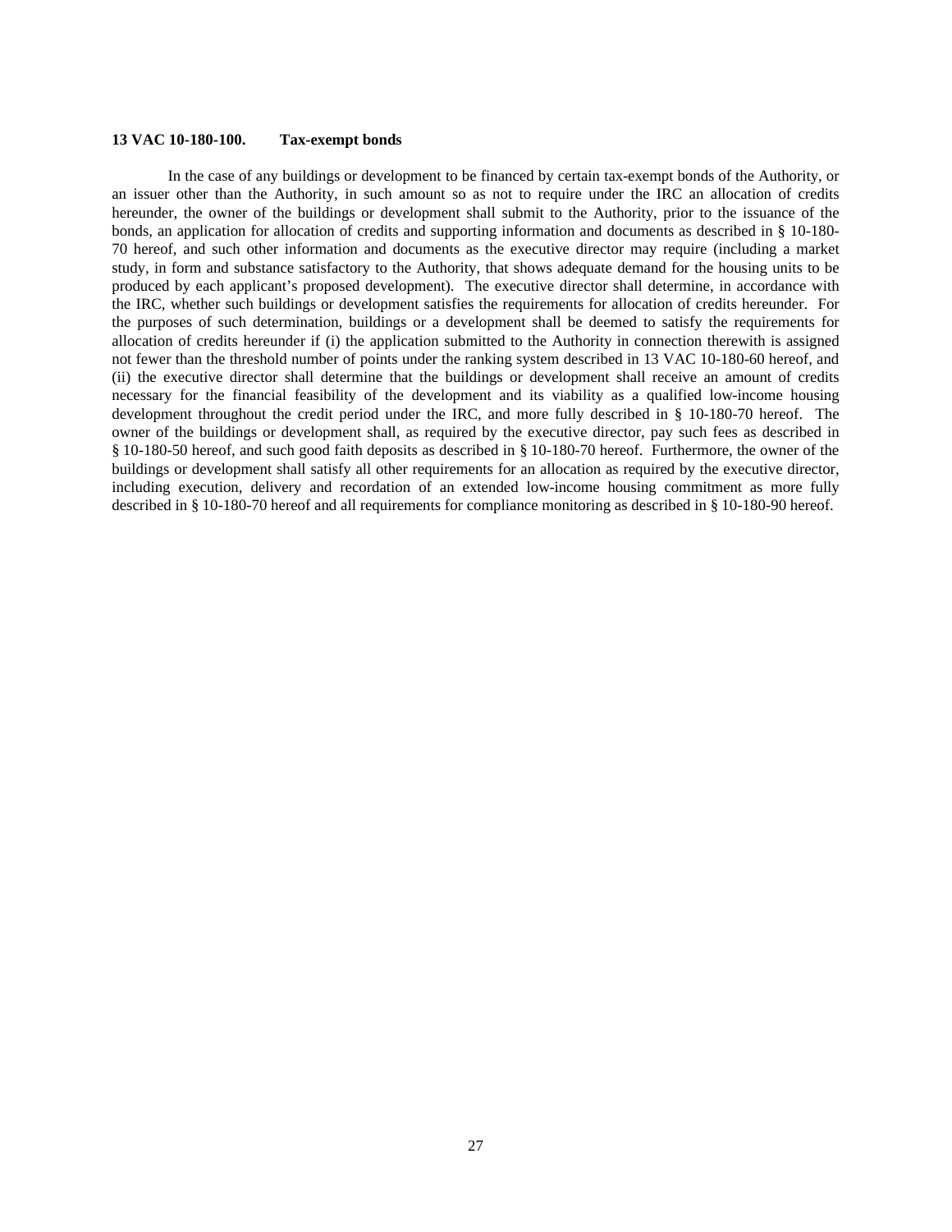**13 VAC 10-180-100. Tax-exempt bonds**

In the case of any buildings or development to be financed by certain tax-exempt bonds of the Authority, or an issuer other than the Authority, in such amount so as not to require under the IRC an allocation of credits hereunder, the owner of the buildings or development shall submit to the Authority, prior to the issuance of the bonds, an application for allocation of credits and supporting information and documents as described in § 10-180-70 hereof, and such other information and documents as the executive director may require (including a market study, in form and substance satisfactory to the Authority, that shows adequate demand for the housing units to be produced by each applicant's proposed development). The executive director shall determine, in accordance with the IRC, whether such buildings or development satisfies the requirements for allocation of credits hereunder. For the purposes of such determination, buildings or a development shall be deemed to satisfy the requirements for allocation of credits hereunder if (i) the application submitted to the Authority in connection therewith is assigned not fewer than the threshold number of points under the ranking system described in 13 VAC 10-180-60 hereof, and (ii) the executive director shall determine that the buildings or development shall receive an amount of credits necessary for the financial feasibility of the development and its viability as a qualified low-income housing development throughout the credit period under the IRC, and more fully described in § 10-180-70 hereof. The owner of the buildings or development shall, as required by the executive director, pay such fees as described in § 10-180-50 hereof, and such good faith deposits as described in § 10-180-70 hereof. Furthermore, the owner of the buildings or development shall satisfy all other requirements for an allocation as required by the executive director, including execution, delivery and recordation of an extended low-income housing commitment as more fully described in § 10-180-70 hereof and all requirements for compliance monitoring as described in § 10-180-90 hereof.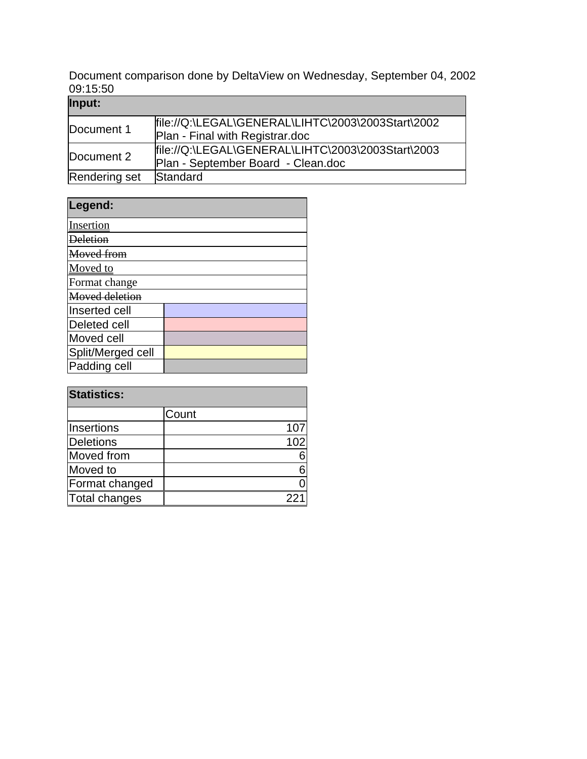Document comparison done by DeltaView on Wednesday, September 04, 2002 09:15:50

| Input: | |
|---|---|
| Document 1 | file://Q:\LEGAL\GENERAL\LIHTC\2003\2003Start\2002 Plan - Final with Registrar.doc |
| Document 2 | file://Q:\LEGAL\GENERAL\LIHTC\2003\2003Start\2003 Plan - September Board - Clean.doc |
| Rendering set | Standard |

| Legend: | |
|---|---|
| Insertion | |
| ~~Deletion~~ | |
| ~~Moved from~~ | |
| Moved to | |
| Format change | |
| ~~Moved deletion~~ | |
| Inserted cell | |
| Deleted cell | |
| Moved cell | |
| Split/Merged cell | |
| Padding cell | |

| Statistics: | |
|---|---|
| | Count |
| Insertions | 107 |
| Deletions | 102 |
| Moved from | 6 |
| Moved to | 6 |
| Format changed | 0 |
| Total changes | 221 |